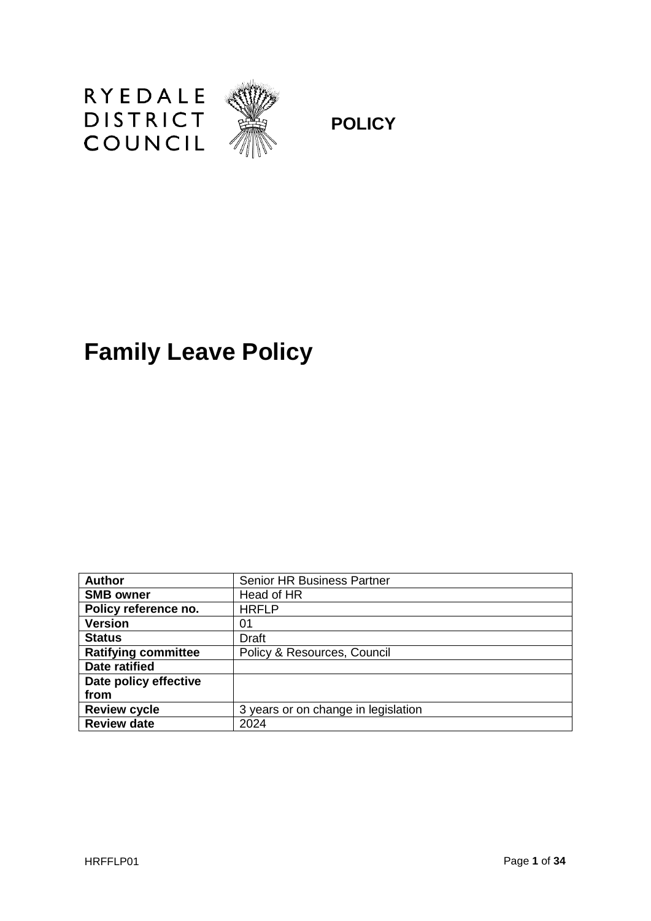RYEDALE DISTRICT COUNCIL

**POLICY**

# Family Leave Policy

| **Author** | Senior HR Business Partner |
|---|---|
| **SMB owner** | Head of HR |
| **Policy reference no.** | HRFLP |
| **Version** | 01 |
| **Status** | Draft |
| **Ratifying committee** | Policy & Resources, Council |
| **Date ratified** | |
| **Date policy effective from** | |
| **Review cycle** | 3 years or on change in legislation |
| **Review date** | 2024 |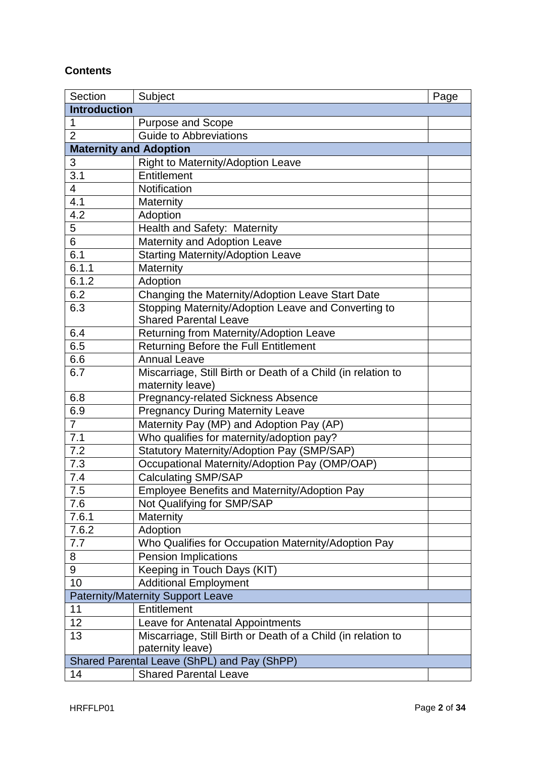**Contents**

| Section | Subject | Page |
|---|---|---|
| **Introduction** | | |
| 1 | Purpose and Scope | |
| 2 | Guide to Abbreviations | |
| **Maternity and Adoption** | | |
| 3 | Right to Maternity/Adoption Leave | |
| 3.1 | Entitlement | |
| 4 | Notification | |
| 4.1 | Maternity | |
| 4.2 | Adoption | |
| 5 | Health and Safety: Maternity | |
| 6 | Maternity and Adoption Leave | |
| 6.1 | Starting Maternity/Adoption Leave | |
| 6.1.1 | Maternity | |
| 6.1.2 | Adoption | |
| 6.2 | Changing the Maternity/Adoption Leave Start Date | |
| 6.3 | Stopping Maternity/Adoption Leave and Converting to Shared Parental Leave | |
| 6.4 | Returning from Maternity/Adoption Leave | |
| 6.5 | Returning Before the Full Entitlement | |
| 6.6 | Annual Leave | |
| 6.7 | Miscarriage, Still Birth or Death of a Child (in relation to maternity leave) | |
| 6.8 | Pregnancy-related Sickness Absence | |
| 6.9 | Pregnancy During Maternity Leave | |
| 7 | Maternity Pay (MP) and Adoption Pay (AP) | |
| 7.1 | Who qualifies for maternity/adoption pay? | |
| 7.2 | Statutory Maternity/Adoption Pay (SMP/SAP) | |
| 7.3 | Occupational Maternity/Adoption Pay (OMP/OAP) | |
| 7.4 | Calculating SMP/SAP | |
| 7.5 | Employee Benefits and Maternity/Adoption Pay | |
| 7.6 | Not Qualifying for SMP/SAP | |
| 7.6.1 | Maternity | |
| 7.6.2 | Adoption | |
| 7.7 | Who Qualifies for Occupation Maternity/Adoption Pay | |
| 8 | Pension Implications | |
| 9 | Keeping in Touch Days (KIT) | |
| 10 | Additional Employment | |
| Paternity/Maternity Support Leave | | |
| 11 | Entitlement | |
| 12 | Leave for Antenatal Appointments | |
| 13 | Miscarriage, Still Birth or Death of a Child (in relation to paternity leave) | |
| Shared Parental Leave (ShPL) and Pay (ShPP) | | |
| 14 | Shared Parental Leave | |

HRFFLP01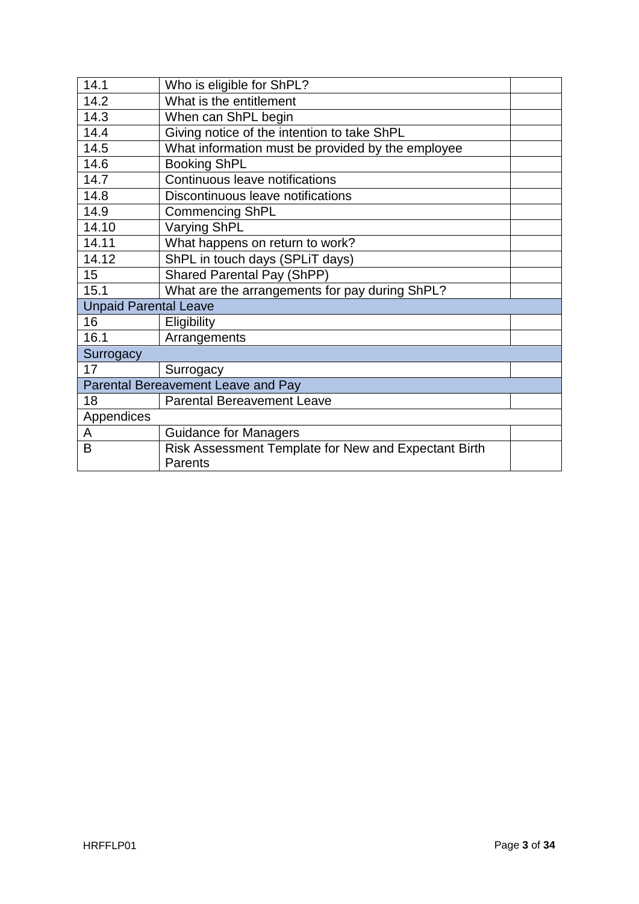| | | |
|---|---|---|
| 14.1 | Who is eligible for ShPL? | |
| 14.2 | What is the entitlement | |
| 14.3 | When can ShPL begin | |
| 14.4 | Giving notice of the intention to take ShPL | |
| 14.5 | What information must be provided by the employee | |
| 14.6 | Booking ShPL | |
| 14.7 | Continuous leave notifications | |
| 14.8 | Discontinuous leave notifications | |
| 14.9 | Commencing ShPL | |
| 14.10 | Varying ShPL | |
| 14.11 | What happens on return to work? | |
| 14.12 | ShPL in touch days (SPLiT days) | |
| 15 | Shared Parental Pay (ShPP) | |
| 15.1 | What are the arrangements for pay during ShPL? | |
| Unpaid Parental Leave | | |
| 16 | Eligibility | |
| 16.1 | Arrangements | |
| Surrogacy | | |
| 17 | Surrogacy | |
| Parental Bereavement Leave and Pay | | |
| 18 | Parental Bereavement Leave | |
| Appendices | | |
| A | Guidance for Managers | |
| B | Risk Assessment Template for New and Expectant Birth Parents | |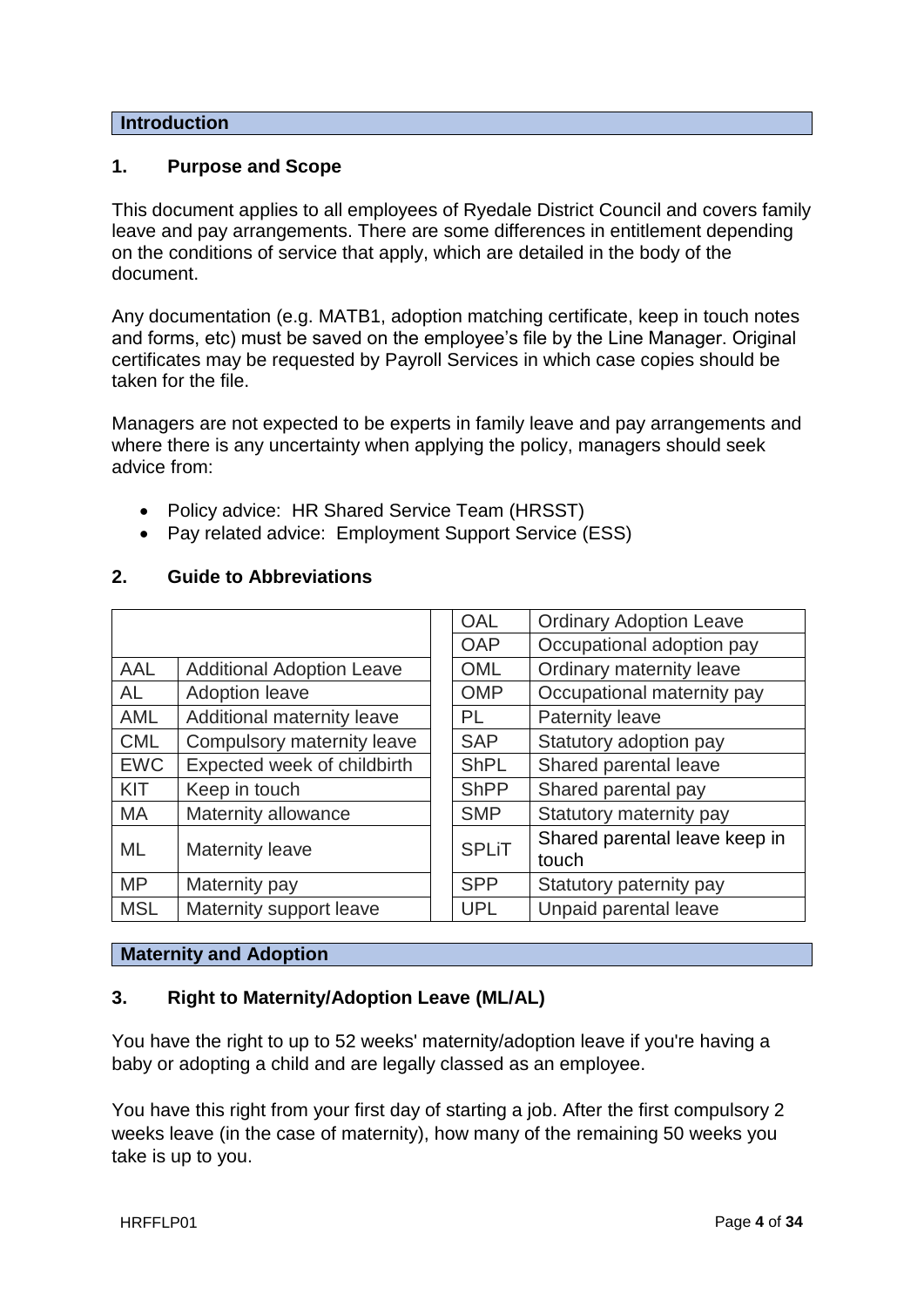## Introduction

### 1. Purpose and Scope

This document applies to all employees of Ryedale District Council and covers family leave and pay arrangements. There are some differences in entitlement depending on the conditions of service that apply, which are detailed in the body of the document.

Any documentation (e.g. MATB1, adoption matching certificate, keep in touch notes and forms, etc) must be saved on the employee's file by the Line Manager. Original certificates may be requested by Payroll Services in which case copies should be taken for the file.

Managers are not expected to be experts in family leave and pay arrangements and where there is any uncertainty when applying the policy, managers should seek advice from:

- Policy advice: HR Shared Service Team (HRSST)
- Pay related advice: Employment Support Service (ESS)

### 2. Guide to Abbreviations

| | | | |
|---|---|---|---|
| | | OAL | Ordinary Adoption Leave |
| | | OAP | Occupational adoption pay |
| AAL | Additional Adoption Leave | OML | Ordinary maternity leave |
| AL | Adoption leave | OMP | Occupational maternity pay |
| AML | Additional maternity leave | PL | Paternity leave |
| CML | Compulsory maternity leave | SAP | Statutory adoption pay |
| EWC | Expected week of childbirth | ShPL | Shared parental leave |
| KIT | Keep in touch | ShPP | Shared parental pay |
| MA | Maternity allowance | SMP | Statutory maternity pay |
| ML | Maternity leave | SPLiT | Shared parental leave keep in touch |
| MP | Maternity pay | SPP | Statutory paternity pay |
| MSL | Maternity support leave | UPL | Unpaid parental leave |

## Maternity and Adoption

### 3. Right to Maternity/Adoption Leave (ML/AL)

You have the right to up to 52 weeks' maternity/adoption leave if you're having a baby or adopting a child and are legally classed as an employee.

You have this right from your first day of starting a job. After the first compulsory 2 weeks leave (in the case of maternity), how many of the remaining 50 weeks you take is up to you.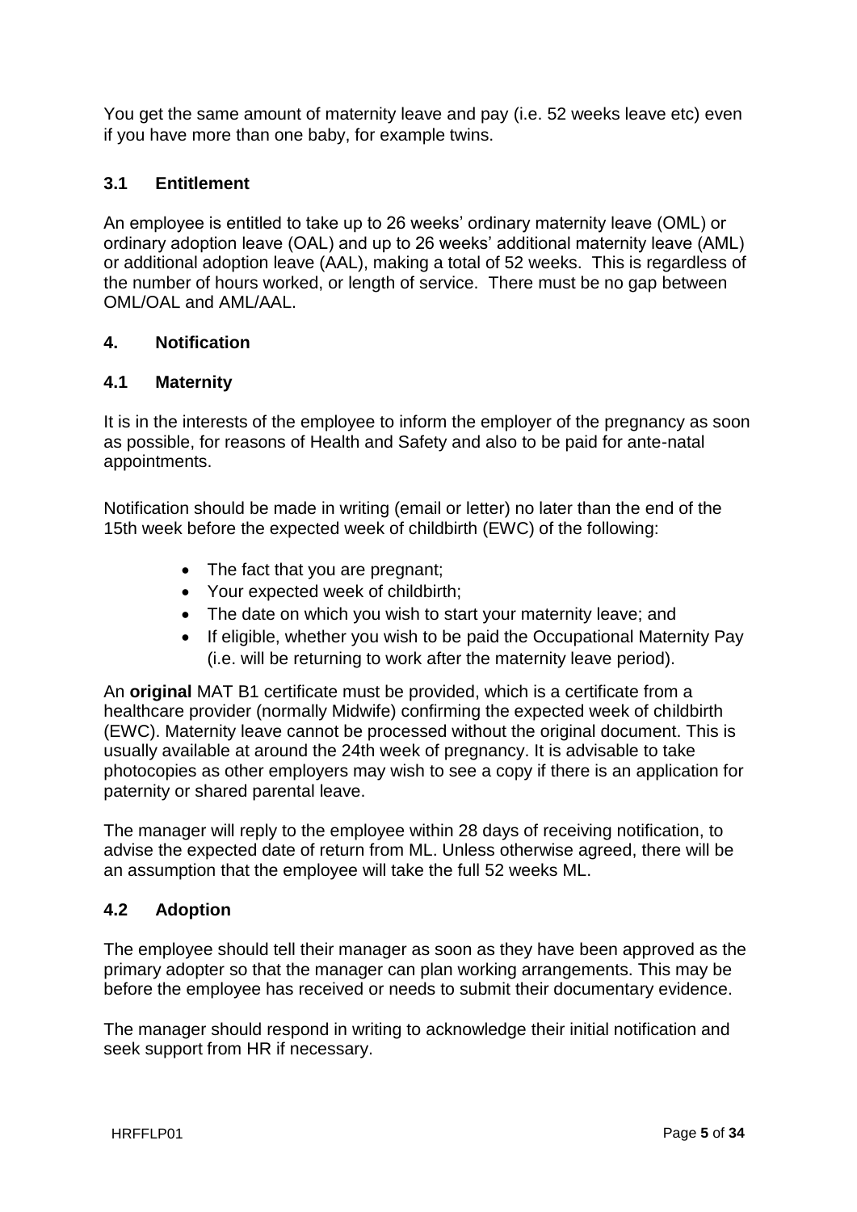You get the same amount of maternity leave and pay (i.e. 52 weeks leave etc) even if you have more than one baby, for example twins.

### 3.1 Entitlement

An employee is entitled to take up to 26 weeks' ordinary maternity leave (OML) or ordinary adoption leave (OAL) and up to 26 weeks' additional maternity leave (AML) or additional adoption leave (AAL), making a total of 52 weeks. This is regardless of the number of hours worked, or length of service. There must be no gap between OML/OAL and AML/AAL.

## 4. Notification

### 4.1 Maternity

It is in the interests of the employee to inform the employer of the pregnancy as soon as possible, for reasons of Health and Safety and also to be paid for ante-natal appointments.

Notification should be made in writing (email or letter) no later than the end of the 15th week before the expected week of childbirth (EWC) of the following:

- The fact that you are pregnant;
- Your expected week of childbirth;
- The date on which you wish to start your maternity leave; and
- If eligible, whether you wish to be paid the Occupational Maternity Pay (i.e. will be returning to work after the maternity leave period).

An **original** MAT B1 certificate must be provided, which is a certificate from a healthcare provider (normally Midwife) confirming the expected week of childbirth (EWC). Maternity leave cannot be processed without the original document. This is usually available at around the 24th week of pregnancy. It is advisable to take photocopies as other employers may wish to see a copy if there is an application for paternity or shared parental leave.

The manager will reply to the employee within 28 days of receiving notification, to advise the expected date of return from ML. Unless otherwise agreed, there will be an assumption that the employee will take the full 52 weeks ML.

### 4.2 Adoption

The employee should tell their manager as soon as they have been approved as the primary adopter so that the manager can plan working arrangements. This may be before the employee has received or needs to submit their documentary evidence.

The manager should respond in writing to acknowledge their initial notification and seek support from HR if necessary.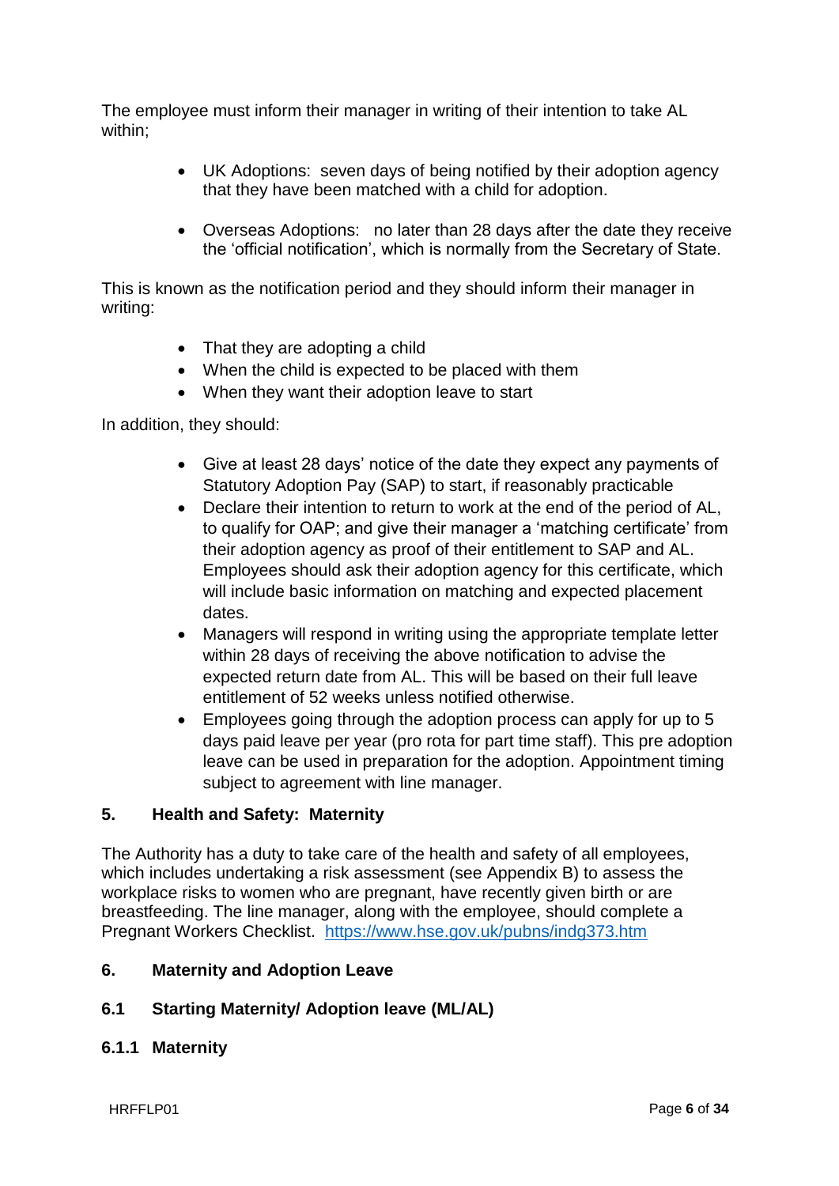The employee must inform their manager in writing of their intention to take AL within;

- UK Adoptions: seven days of being notified by their adoption agency that they have been matched with a child for adoption.

- Overseas Adoptions: no later than 28 days after the date they receive the 'official notification', which is normally from the Secretary of State.

This is known as the notification period and they should inform their manager in writing:

- That they are adopting a child
- When the child is expected to be placed with them
- When they want their adoption leave to start

In addition, they should:

- Give at least 28 days' notice of the date they expect any payments of Statutory Adoption Pay (SAP) to start, if reasonably practicable
- Declare their intention to return to work at the end of the period of AL, to qualify for OAP; and give their manager a 'matching certificate' from their adoption agency as proof of their entitlement to SAP and AL. Employees should ask their adoption agency for this certificate, which will include basic information on matching and expected placement dates.
- Managers will respond in writing using the appropriate template letter within 28 days of receiving the above notification to advise the expected return date from AL. This will be based on their full leave entitlement of 52 weeks unless notified otherwise.
- Employees going through the adoption process can apply for up to 5 days paid leave per year (pro rota for part time staff). This pre adoption leave can be used in preparation for the adoption. Appointment timing subject to agreement with line manager.

## 5. Health and Safety: Maternity

The Authority has a duty to take care of the health and safety of all employees, which includes undertaking a risk assessment (see Appendix B) to assess the workplace risks to women who are pregnant, have recently given birth or are breastfeeding. The line manager, along with the employee, should complete a Pregnant Workers Checklist. https://www.hse.gov.uk/pubns/indg373.htm

## 6. Maternity and Adoption Leave

### 6.1 Starting Maternity/ Adoption leave (ML/AL)

#### 6.1.1 Maternity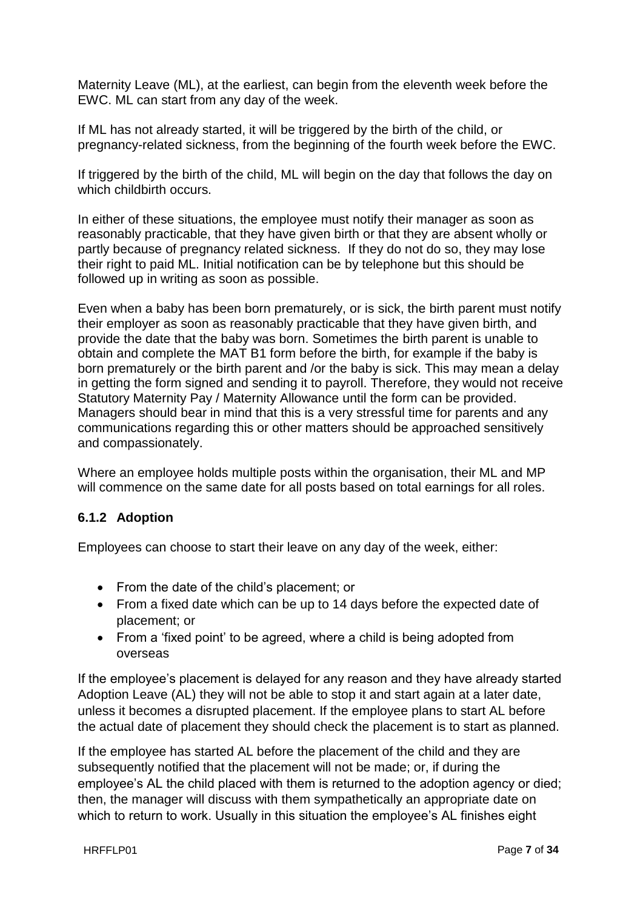Maternity Leave (ML), at the earliest, can begin from the eleventh week before the EWC. ML can start from any day of the week.

If ML has not already started, it will be triggered by the birth of the child, or pregnancy-related sickness, from the beginning of the fourth week before the EWC.

If triggered by the birth of the child, ML will begin on the day that follows the day on which childbirth occurs.

In either of these situations, the employee must notify their manager as soon as reasonably practicable, that they have given birth or that they are absent wholly or partly because of pregnancy related sickness. If they do not do so, they may lose their right to paid ML. Initial notification can be by telephone but this should be followed up in writing as soon as possible.

Even when a baby has been born prematurely, or is sick, the birth parent must notify their employer as soon as reasonably practicable that they have given birth, and provide the date that the baby was born. Sometimes the birth parent is unable to obtain and complete the MAT B1 form before the birth, for example if the baby is born prematurely or the birth parent and /or the baby is sick. This may mean a delay in getting the form signed and sending it to payroll. Therefore, they would not receive Statutory Maternity Pay / Maternity Allowance until the form can be provided. Managers should bear in mind that this is a very stressful time for parents and any communications regarding this or other matters should be approached sensitively and compassionately.

Where an employee holds multiple posts within the organisation, their ML and MP will commence on the same date for all posts based on total earnings for all roles.

### 6.1.2 Adoption

Employees can choose to start their leave on any day of the week, either:

- From the date of the child's placement; or
- From a fixed date which can be up to 14 days before the expected date of placement; or
- From a 'fixed point' to be agreed, where a child is being adopted from overseas

If the employee's placement is delayed for any reason and they have already started Adoption Leave (AL) they will not be able to stop it and start again at a later date, unless it becomes a disrupted placement. If the employee plans to start AL before the actual date of placement they should check the placement is to start as planned.

If the employee has started AL before the placement of the child and they are subsequently notified that the placement will not be made; or, if during the employee's AL the child placed with them is returned to the adoption agency or died; then, the manager will discuss with them sympathetically an appropriate date on which to return to work. Usually in this situation the employee's AL finishes eight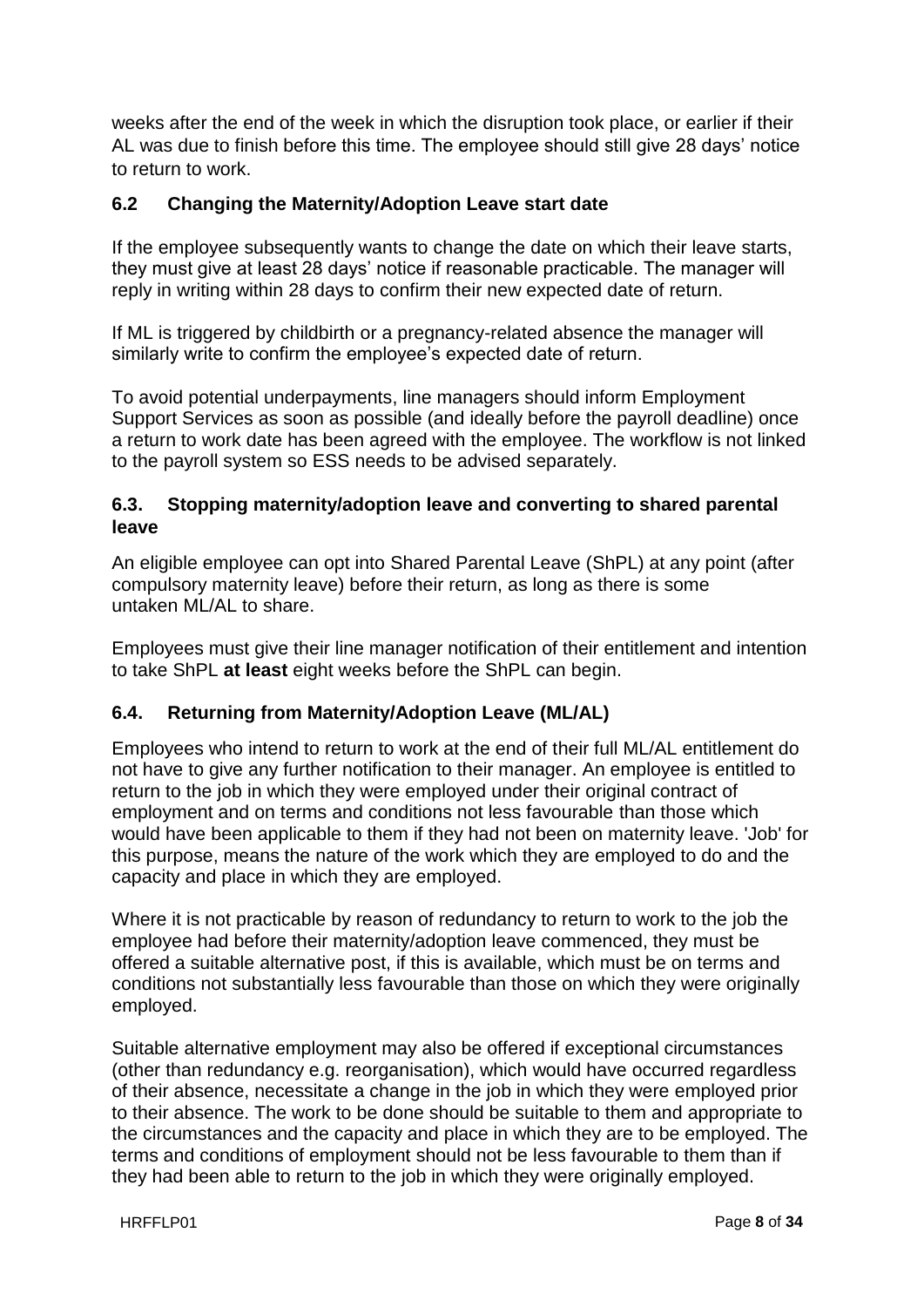weeks after the end of the week in which the disruption took place, or earlier if their AL was due to finish before this time. The employee should still give 28 days' notice to return to work.

### 6.2 Changing the Maternity/Adoption Leave start date

If the employee subsequently wants to change the date on which their leave starts, they must give at least 28 days' notice if reasonable practicable. The manager will reply in writing within 28 days to confirm their new expected date of return.

If ML is triggered by childbirth or a pregnancy-related absence the manager will similarly write to confirm the employee's expected date of return.

To avoid potential underpayments, line managers should inform Employment Support Services as soon as possible (and ideally before the payroll deadline) once a return to work date has been agreed with the employee. The workflow is not linked to the payroll system so ESS needs to be advised separately.

### 6.3. Stopping maternity/adoption leave and converting to shared parental leave

An eligible employee can opt into Shared Parental Leave (ShPL) at any point (after compulsory maternity leave) before their return, as long as there is some untaken ML/AL to share.

Employees must give their line manager notification of their entitlement and intention to take ShPL **at least** eight weeks before the ShPL can begin.

### 6.4. Returning from Maternity/Adoption Leave (ML/AL)

Employees who intend to return to work at the end of their full ML/AL entitlement do not have to give any further notification to their manager. An employee is entitled to return to the job in which they were employed under their original contract of employment and on terms and conditions not less favourable than those which would have been applicable to them if they had not been on maternity leave. 'Job' for this purpose, means the nature of the work which they are employed to do and the capacity and place in which they are employed.

Where it is not practicable by reason of redundancy to return to work to the job the employee had before their maternity/adoption leave commenced, they must be offered a suitable alternative post, if this is available, which must be on terms and conditions not substantially less favourable than those on which they were originally employed.

Suitable alternative employment may also be offered if exceptional circumstances (other than redundancy e.g. reorganisation), which would have occurred regardless of their absence, necessitate a change in the job in which they were employed prior to their absence. The work to be done should be suitable to them and appropriate to the circumstances and the capacity and place in which they are to be employed. The terms and conditions of employment should not be less favourable to them than if they had been able to return to the job in which they were originally employed.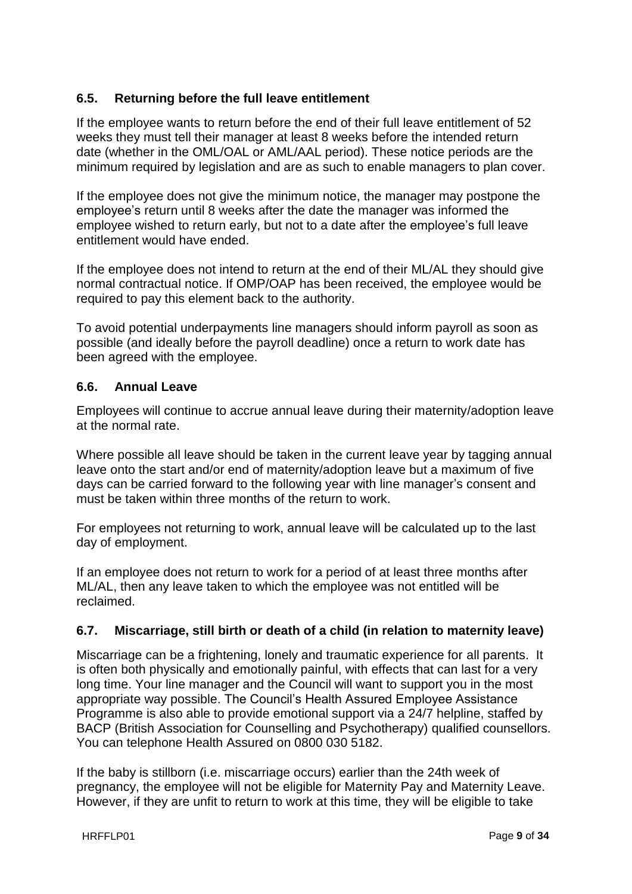### 6.5. Returning before the full leave entitlement

If the employee wants to return before the end of their full leave entitlement of 52 weeks they must tell their manager at least 8 weeks before the intended return date (whether in the OML/OAL or AML/AAL period). These notice periods are the minimum required by legislation and are as such to enable managers to plan cover.

If the employee does not give the minimum notice, the manager may postpone the employee's return until 8 weeks after the date the manager was informed the employee wished to return early, but not to a date after the employee's full leave entitlement would have ended.

If the employee does not intend to return at the end of their ML/AL they should give normal contractual notice. If OMP/OAP has been received, the employee would be required to pay this element back to the authority.

To avoid potential underpayments line managers should inform payroll as soon as possible (and ideally before the payroll deadline) once a return to work date has been agreed with the employee.

### 6.6. Annual Leave

Employees will continue to accrue annual leave during their maternity/adoption leave at the normal rate.

Where possible all leave should be taken in the current leave year by tagging annual leave onto the start and/or end of maternity/adoption leave but a maximum of five days can be carried forward to the following year with line manager's consent and must be taken within three months of the return to work.

For employees not returning to work, annual leave will be calculated up to the last day of employment.

If an employee does not return to work for a period of at least three months after ML/AL, then any leave taken to which the employee was not entitled will be reclaimed.

### 6.7. Miscarriage, still birth or death of a child (in relation to maternity leave)

Miscarriage can be a frightening, lonely and traumatic experience for all parents. It is often both physically and emotionally painful, with effects that can last for a very long time. Your line manager and the Council will want to support you in the most appropriate way possible. The Council's Health Assured Employee Assistance Programme is also able to provide emotional support via a 24/7 helpline, staffed by BACP (British Association for Counselling and Psychotherapy) qualified counsellors. You can telephone Health Assured on 0800 030 5182.

If the baby is stillborn (i.e. miscarriage occurs) earlier than the 24th week of pregnancy, the employee will not be eligible for Maternity Pay and Maternity Leave. However, if they are unfit to return to work at this time, they will be eligible to take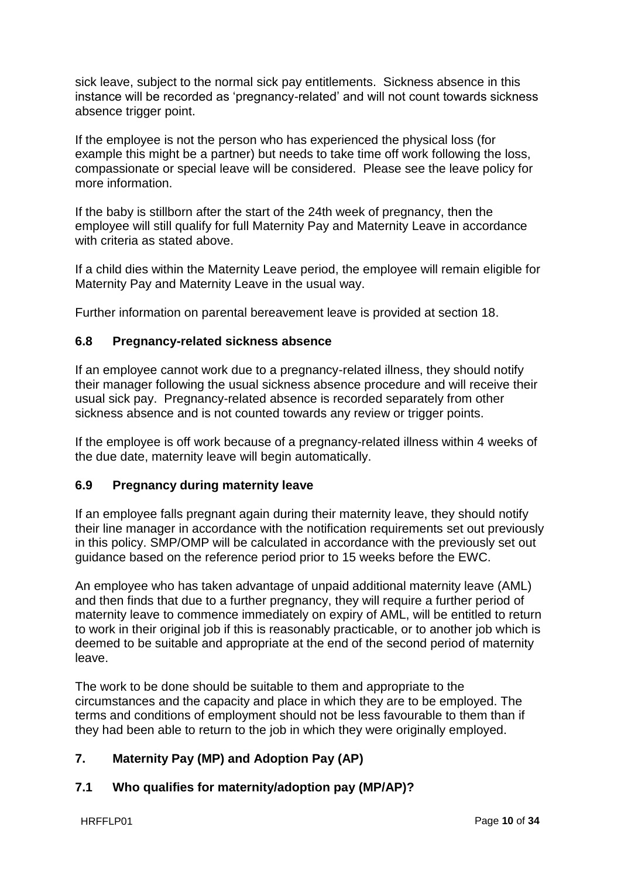sick leave, subject to the normal sick pay entitlements. Sickness absence in this instance will be recorded as 'pregnancy-related' and will not count towards sickness absence trigger point.

If the employee is not the person who has experienced the physical loss (for example this might be a partner) but needs to take time off work following the loss, compassionate or special leave will be considered. Please see the leave policy for more information.

If the baby is stillborn after the start of the 24th week of pregnancy, then the employee will still qualify for full Maternity Pay and Maternity Leave in accordance with criteria as stated above.

If a child dies within the Maternity Leave period, the employee will remain eligible for Maternity Pay and Maternity Leave in the usual way.

Further information on parental bereavement leave is provided at section 18.

### 6.8 Pregnancy-related sickness absence

If an employee cannot work due to a pregnancy-related illness, they should notify their manager following the usual sickness absence procedure and will receive their usual sick pay. Pregnancy-related absence is recorded separately from other sickness absence and is not counted towards any review or trigger points.

If the employee is off work because of a pregnancy-related illness within 4 weeks of the due date, maternity leave will begin automatically.

### 6.9 Pregnancy during maternity leave

If an employee falls pregnant again during their maternity leave, they should notify their line manager in accordance with the notification requirements set out previously in this policy. SMP/OMP will be calculated in accordance with the previously set out guidance based on the reference period prior to 15 weeks before the EWC.

An employee who has taken advantage of unpaid additional maternity leave (AML) and then finds that due to a further pregnancy, they will require a further period of maternity leave to commence immediately on expiry of AML, will be entitled to return to work in their original job if this is reasonably practicable, or to another job which is deemed to be suitable and appropriate at the end of the second period of maternity leave.

The work to be done should be suitable to them and appropriate to the circumstances and the capacity and place in which they are to be employed. The terms and conditions of employment should not be less favourable to them than if they had been able to return to the job in which they were originally employed.

## 7. Maternity Pay (MP) and Adoption Pay (AP)

### 7.1 Who qualifies for maternity/adoption pay (MP/AP)?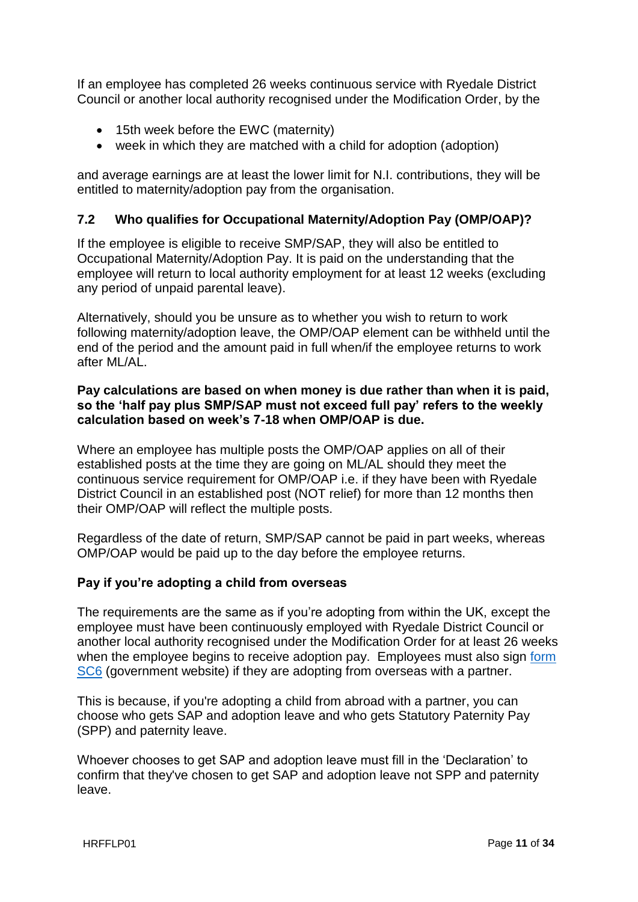If an employee has completed 26 weeks continuous service with Ryedale District Council or another local authority recognised under the Modification Order, by the

- 15th week before the EWC (maternity)
- week in which they are matched with a child for adoption (adoption)

and average earnings are at least the lower limit for N.I. contributions, they will be entitled to maternity/adoption pay from the organisation.

### 7.2 Who qualifies for Occupational Maternity/Adoption Pay (OMP/OAP)?

If the employee is eligible to receive SMP/SAP, they will also be entitled to Occupational Maternity/Adoption Pay. It is paid on the understanding that the employee will return to local authority employment for at least 12 weeks (excluding any period of unpaid parental leave).

Alternatively, should you be unsure as to whether you wish to return to work following maternity/adoption leave, the OMP/OAP element can be withheld until the end of the period and the amount paid in full when/if the employee returns to work after ML/AL.

**Pay calculations are based on when money is due rather than when it is paid, so the 'half pay plus SMP/SAP must not exceed full pay' refers to the weekly calculation based on week's 7-18 when OMP/OAP is due.**

Where an employee has multiple posts the OMP/OAP applies on all of their established posts at the time they are going on ML/AL should they meet the continuous service requirement for OMP/OAP i.e. if they have been with Ryedale District Council in an established post (NOT relief) for more than 12 months then their OMP/OAP will reflect the multiple posts.

Regardless of the date of return, SMP/SAP cannot be paid in part weeks, whereas OMP/OAP would be paid up to the day before the employee returns.

### Pay if you're adopting a child from overseas

The requirements are the same as if you're adopting from within the UK, except the employee must have been continuously employed with Ryedale District Council or another local authority recognised under the Modification Order for at least 26 weeks when the employee begins to receive adoption pay. Employees must also sign form SC6 (government website) if they are adopting from overseas with a partner.

This is because, if you're adopting a child from abroad with a partner, you can choose who gets SAP and adoption leave and who gets Statutory Paternity Pay (SPP) and paternity leave.

Whoever chooses to get SAP and adoption leave must fill in the 'Declaration' to confirm that they've chosen to get SAP and adoption leave not SPP and paternity leave.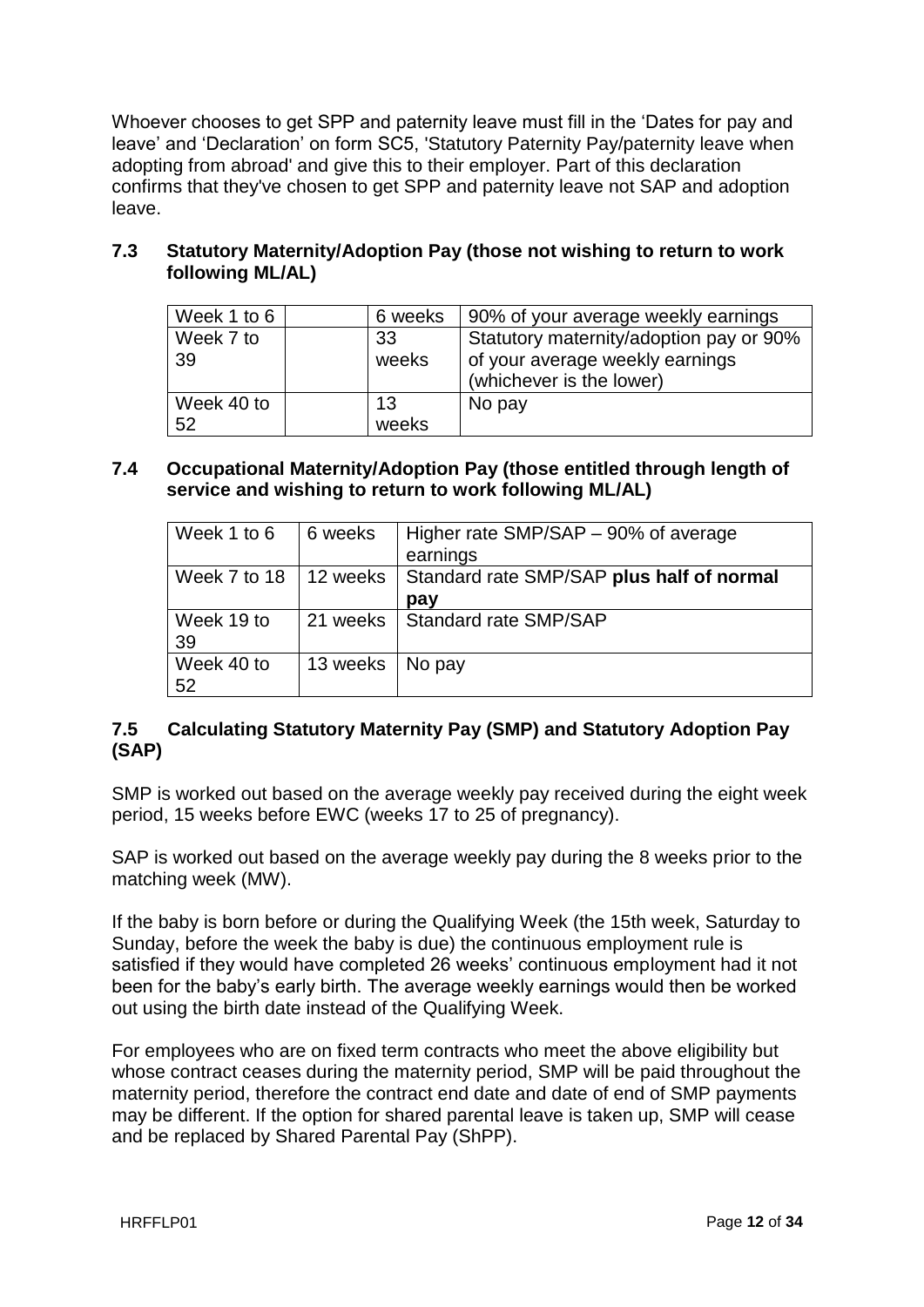Whoever chooses to get SPP and paternity leave must fill in the 'Dates for pay and leave' and 'Declaration' on form SC5, 'Statutory Paternity Pay/paternity leave when adopting from abroad' and give this to their employer. Part of this declaration confirms that they've chosen to get SPP and paternity leave not SAP and adoption leave.

### 7.3 Statutory Maternity/Adoption Pay (those not wishing to return to work following ML/AL)

| Week 1 to 6 | | 6 weeks | 90% of your average weekly earnings |
|---|---|---|---|
| Week 7 to 39 | | 33 weeks | Statutory maternity/adoption pay or 90% of your average weekly earnings (whichever is the lower) |
| Week 40 to 52 | | 13 weeks | No pay |

### 7.4 Occupational Maternity/Adoption Pay (those entitled through length of service and wishing to return to work following ML/AL)

| Week 1 to 6 | 6 weeks | Higher rate SMP/SAP – 90% of average earnings |
|---|---|---|
| Week 7 to 18 | 12 weeks | Standard rate SMP/SAP **plus half of normal pay** |
| Week 19 to 39 | 21 weeks | Standard rate SMP/SAP |
| Week 40 to 52 | 13 weeks | No pay |

### 7.5 Calculating Statutory Maternity Pay (SMP) and Statutory Adoption Pay (SAP)

SMP is worked out based on the average weekly pay received during the eight week period, 15 weeks before EWC (weeks 17 to 25 of pregnancy).

SAP is worked out based on the average weekly pay during the 8 weeks prior to the matching week (MW).

If the baby is born before or during the Qualifying Week (the 15th week, Saturday to Sunday, before the week the baby is due) the continuous employment rule is satisfied if they would have completed 26 weeks' continuous employment had it not been for the baby's early birth. The average weekly earnings would then be worked out using the birth date instead of the Qualifying Week.

For employees who are on fixed term contracts who meet the above eligibility but whose contract ceases during the maternity period, SMP will be paid throughout the maternity period, therefore the contract end date and date of end of SMP payments may be different. If the option for shared parental leave is taken up, SMP will cease and be replaced by Shared Parental Pay (ShPP).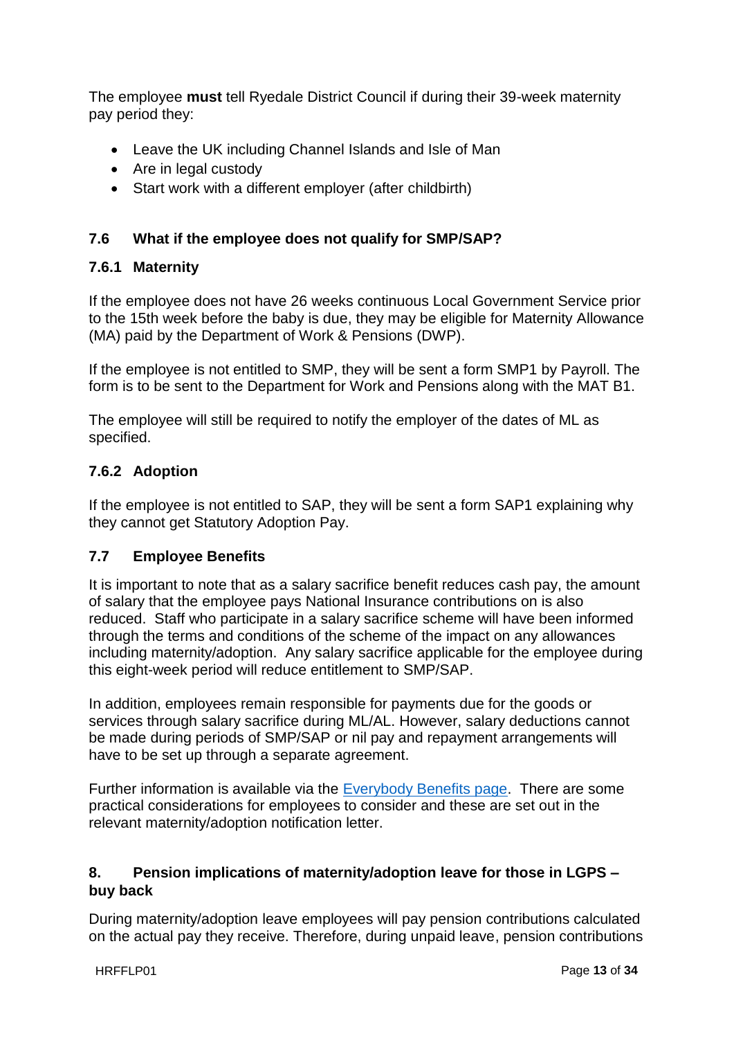The employee **must** tell Ryedale District Council if during their 39-week maternity pay period they:

- Leave the UK including Channel Islands and Isle of Man
- Are in legal custody
- Start work with a different employer (after childbirth)

### 7.6 What if the employee does not qualify for SMP/SAP?

#### 7.6.1 Maternity

If the employee does not have 26 weeks continuous Local Government Service prior to the 15th week before the baby is due, they may be eligible for Maternity Allowance (MA) paid by the Department of Work & Pensions (DWP).

If the employee is not entitled to SMP, they will be sent a form SMP1 by Payroll. The form is to be sent to the Department for Work and Pensions along with the MAT B1.

The employee will still be required to notify the employer of the dates of ML as specified.

#### 7.6.2 Adoption

If the employee is not entitled to SAP, they will be sent a form SAP1 explaining why they cannot get Statutory Adoption Pay.

### 7.7 Employee Benefits

It is important to note that as a salary sacrifice benefit reduces cash pay, the amount of salary that the employee pays National Insurance contributions on is also reduced. Staff who participate in a salary sacrifice scheme will have been informed through the terms and conditions of the scheme of the impact on any allowances including maternity/adoption. Any salary sacrifice applicable for the employee during this eight-week period will reduce entitlement to SMP/SAP.

In addition, employees remain responsible for payments due for the goods or services through salary sacrifice during ML/AL. However, salary deductions cannot be made during periods of SMP/SAP or nil pay and repayment arrangements will have to be set up through a separate agreement.

Further information is available via the Everybody Benefits page. There are some practical considerations for employees to consider and these are set out in the relevant maternity/adoption notification letter.

## 8. Pension implications of maternity/adoption leave for those in LGPS – buy back

During maternity/adoption leave employees will pay pension contributions calculated on the actual pay they receive. Therefore, during unpaid leave, pension contributions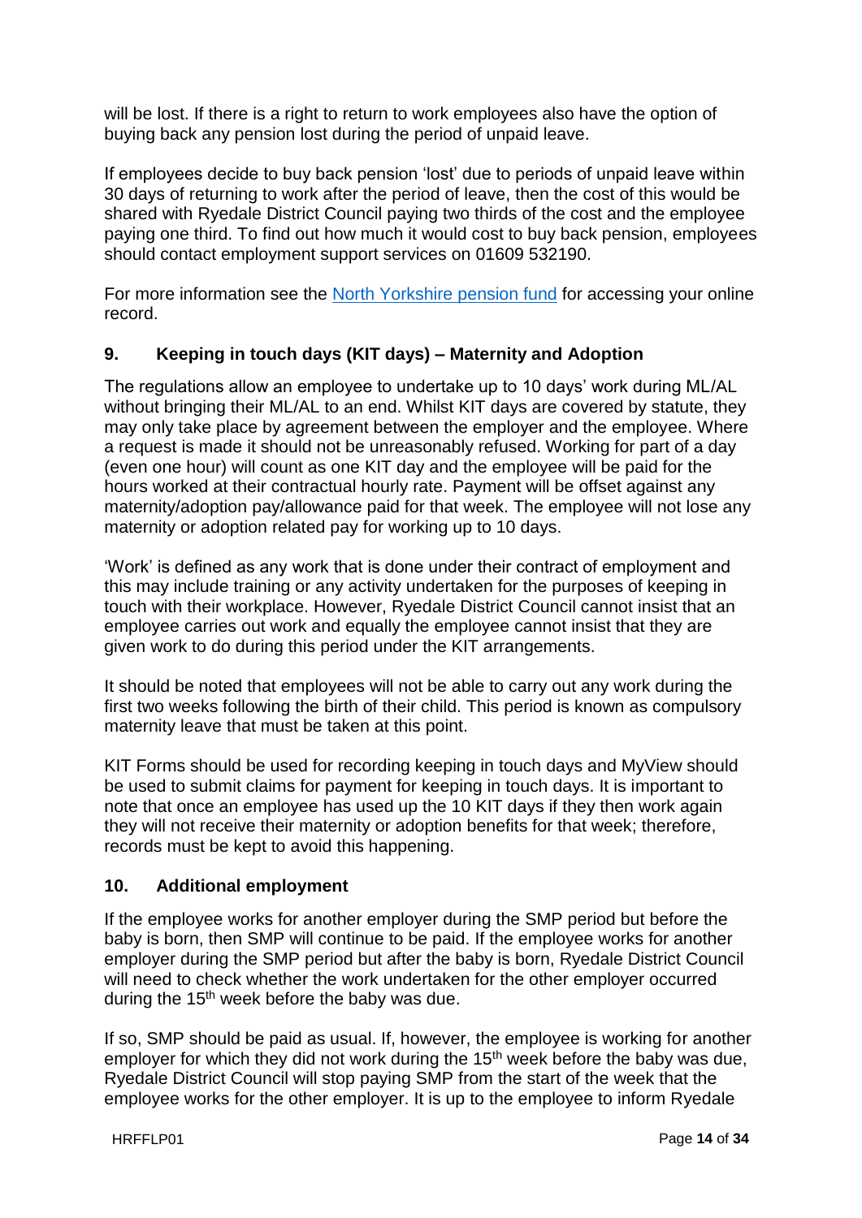will be lost. If there is a right to return to work employees also have the option of buying back any pension lost during the period of unpaid leave.

If employees decide to buy back pension 'lost' due to periods of unpaid leave within 30 days of returning to work after the period of leave, then the cost of this would be shared with Ryedale District Council paying two thirds of the cost and the employee paying one third. To find out how much it would cost to buy back pension, employees should contact employment support services on 01609 532190.

For more information see the North Yorkshire pension fund for accessing your online record.

## 9. Keeping in touch days (KIT days) – Maternity and Adoption

The regulations allow an employee to undertake up to 10 days' work during ML/AL without bringing their ML/AL to an end. Whilst KIT days are covered by statute, they may only take place by agreement between the employer and the employee. Where a request is made it should not be unreasonably refused. Working for part of a day (even one hour) will count as one KIT day and the employee will be paid for the hours worked at their contractual hourly rate. Payment will be offset against any maternity/adoption pay/allowance paid for that week. The employee will not lose any maternity or adoption related pay for working up to 10 days.

'Work' is defined as any work that is done under their contract of employment and this may include training or any activity undertaken for the purposes of keeping in touch with their workplace. However, Ryedale District Council cannot insist that an employee carries out work and equally the employee cannot insist that they are given work to do during this period under the KIT arrangements.

It should be noted that employees will not be able to carry out any work during the first two weeks following the birth of their child. This period is known as compulsory maternity leave that must be taken at this point.

KIT Forms should be used for recording keeping in touch days and MyView should be used to submit claims for payment for keeping in touch days. It is important to note that once an employee has used up the 10 KIT days if they then work again they will not receive their maternity or adoption benefits for that week; therefore, records must be kept to avoid this happening.

## 10. Additional employment

If the employee works for another employer during the SMP period but before the baby is born, then SMP will continue to be paid. If the employee works for another employer during the SMP period but after the baby is born, Ryedale District Council will need to check whether the work undertaken for the other employer occurred during the 15th week before the baby was due.

If so, SMP should be paid as usual. If, however, the employee is working for another employer for which they did not work during the 15th week before the baby was due, Ryedale District Council will stop paying SMP from the start of the week that the employee works for the other employer. It is up to the employee to inform Ryedale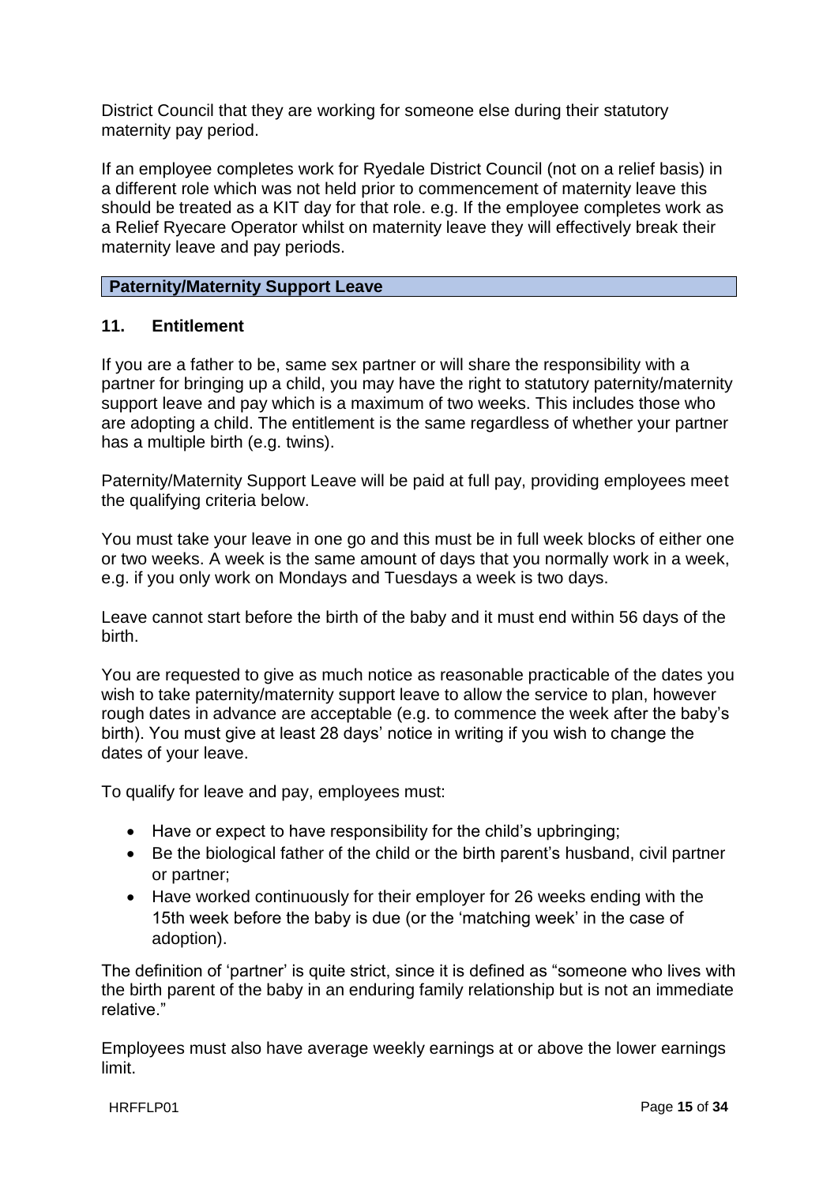District Council that they are working for someone else during their statutory maternity pay period.

If an employee completes work for Ryedale District Council (not on a relief basis) in a different role which was not held prior to commencement of maternity leave this should be treated as a KIT day for that role. e.g. If the employee completes work as a Relief Ryecare Operator whilst on maternity leave they will effectively break their maternity leave and pay periods.

## Paternity/Maternity Support Leave

### 11. Entitlement

If you are a father to be, same sex partner or will share the responsibility with a partner for bringing up a child, you may have the right to statutory paternity/maternity support leave and pay which is a maximum of two weeks. This includes those who are adopting a child. The entitlement is the same regardless of whether your partner has a multiple birth (e.g. twins).

Paternity/Maternity Support Leave will be paid at full pay, providing employees meet the qualifying criteria below.

You must take your leave in one go and this must be in full week blocks of either one or two weeks. A week is the same amount of days that you normally work in a week, e.g. if you only work on Mondays and Tuesdays a week is two days.

Leave cannot start before the birth of the baby and it must end within 56 days of the birth.

You are requested to give as much notice as reasonable practicable of the dates you wish to take paternity/maternity support leave to allow the service to plan, however rough dates in advance are acceptable (e.g. to commence the week after the baby's birth). You must give at least 28 days' notice in writing if you wish to change the dates of your leave.

To qualify for leave and pay, employees must:

- Have or expect to have responsibility for the child's upbringing;
- Be the biological father of the child or the birth parent's husband, civil partner or partner;
- Have worked continuously for their employer for 26 weeks ending with the 15th week before the baby is due (or the 'matching week' in the case of adoption).

The definition of 'partner' is quite strict, since it is defined as "someone who lives with the birth parent of the baby in an enduring family relationship but is not an immediate relative."

Employees must also have average weekly earnings at or above the lower earnings limit.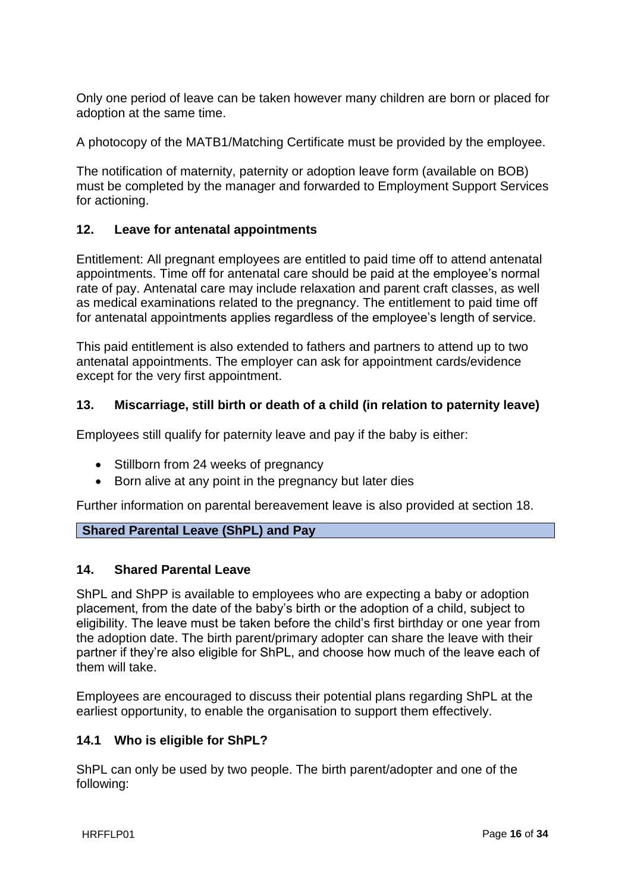Only one period of leave can be taken however many children are born or placed for adoption at the same time.

A photocopy of the MATB1/Matching Certificate must be provided by the employee.

The notification of maternity, paternity or adoption leave form (available on BOB) must be completed by the manager and forwarded to Employment Support Services for actioning.

### 12. Leave for antenatal appointments

Entitlement: All pregnant employees are entitled to paid time off to attend antenatal appointments. Time off for antenatal care should be paid at the employee's normal rate of pay. Antenatal care may include relaxation and parent craft classes, as well as medical examinations related to the pregnancy. The entitlement to paid time off for antenatal appointments applies regardless of the employee's length of service.

This paid entitlement is also extended to fathers and partners to attend up to two antenatal appointments. The employer can ask for appointment cards/evidence except for the very first appointment.

### 13. Miscarriage, still birth or death of a child (in relation to paternity leave)

Employees still qualify for paternity leave and pay if the baby is either:

- Stillborn from 24 weeks of pregnancy
- Born alive at any point in the pregnancy but later dies

Further information on parental bereavement leave is also provided at section 18.

## Shared Parental Leave (ShPL) and Pay

### 14. Shared Parental Leave

ShPL and ShPP is available to employees who are expecting a baby or adoption placement, from the date of the baby's birth or the adoption of a child, subject to eligibility. The leave must be taken before the child's first birthday or one year from the adoption date. The birth parent/primary adopter can share the leave with their partner if they're also eligible for ShPL, and choose how much of the leave each of them will take.

Employees are encouraged to discuss their potential plans regarding ShPL at the earliest opportunity, to enable the organisation to support them effectively.

### 14.1 Who is eligible for ShPL?

ShPL can only be used by two people. The birth parent/adopter and one of the following: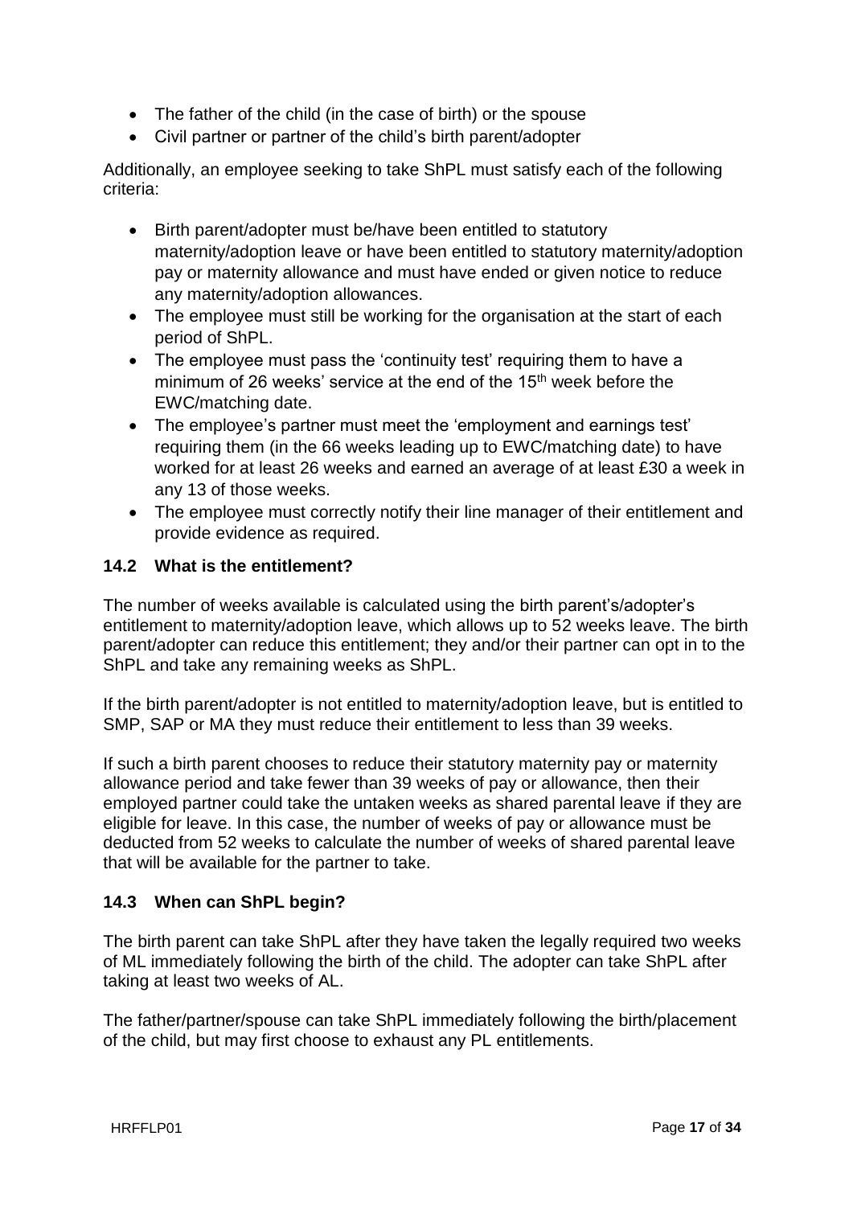- The father of the child (in the case of birth) or the spouse
- Civil partner or partner of the child's birth parent/adopter

Additionally, an employee seeking to take ShPL must satisfy each of the following criteria:

- Birth parent/adopter must be/have been entitled to statutory maternity/adoption leave or have been entitled to statutory maternity/adoption pay or maternity allowance and must have ended or given notice to reduce any maternity/adoption allowances.
- The employee must still be working for the organisation at the start of each period of ShPL.
- The employee must pass the 'continuity test' requiring them to have a minimum of 26 weeks' service at the end of the 15th week before the EWC/matching date.
- The employee's partner must meet the 'employment and earnings test' requiring them (in the 66 weeks leading up to EWC/matching date) to have worked for at least 26 weeks and earned an average of at least £30 a week in any 13 of those weeks.
- The employee must correctly notify their line manager of their entitlement and provide evidence as required.

### 14.2 What is the entitlement?

The number of weeks available is calculated using the birth parent's/adopter's entitlement to maternity/adoption leave, which allows up to 52 weeks leave. The birth parent/adopter can reduce this entitlement; they and/or their partner can opt in to the ShPL and take any remaining weeks as ShPL.

If the birth parent/adopter is not entitled to maternity/adoption leave, but is entitled to SMP, SAP or MA they must reduce their entitlement to less than 39 weeks.

If such a birth parent chooses to reduce their statutory maternity pay or maternity allowance period and take fewer than 39 weeks of pay or allowance, then their employed partner could take the untaken weeks as shared parental leave if they are eligible for leave. In this case, the number of weeks of pay or allowance must be deducted from 52 weeks to calculate the number of weeks of shared parental leave that will be available for the partner to take.

### 14.3 When can ShPL begin?

The birth parent can take ShPL after they have taken the legally required two weeks of ML immediately following the birth of the child. The adopter can take ShPL after taking at least two weeks of AL.

The father/partner/spouse can take ShPL immediately following the birth/placement of the child, but may first choose to exhaust any PL entitlements.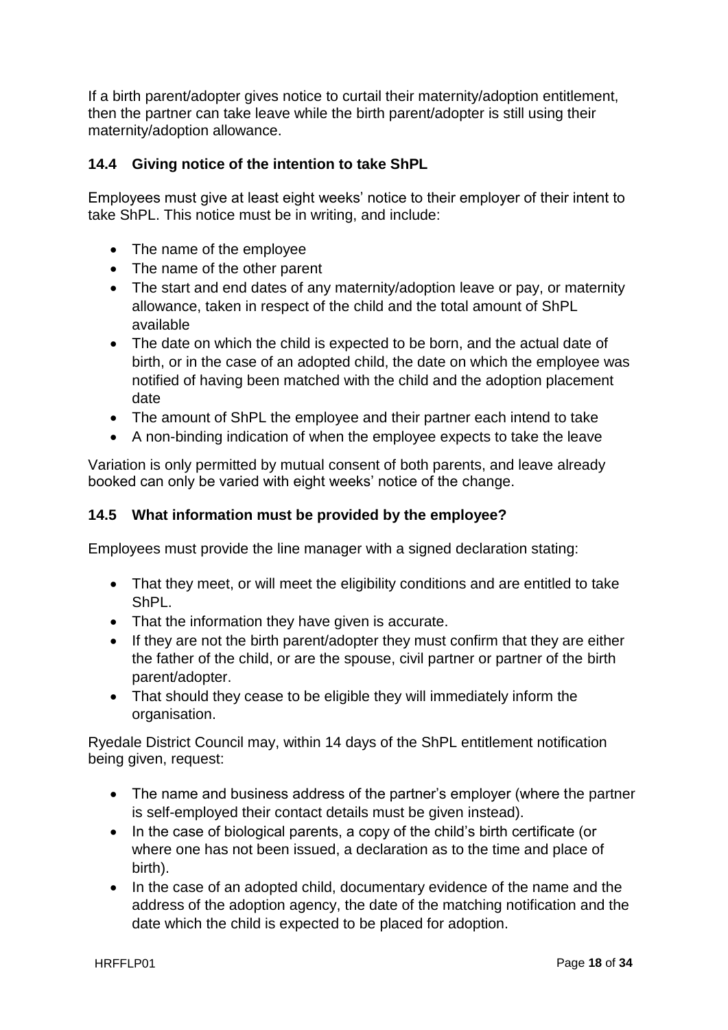If a birth parent/adopter gives notice to curtail their maternity/adoption entitlement, then the partner can take leave while the birth parent/adopter is still using their maternity/adoption allowance.

### 14.4 Giving notice of the intention to take ShPL

Employees must give at least eight weeks' notice to their employer of their intent to take ShPL. This notice must be in writing, and include:

- The name of the employee
- The name of the other parent
- The start and end dates of any maternity/adoption leave or pay, or maternity allowance, taken in respect of the child and the total amount of ShPL available
- The date on which the child is expected to be born, and the actual date of birth, or in the case of an adopted child, the date on which the employee was notified of having been matched with the child and the adoption placement date
- The amount of ShPL the employee and their partner each intend to take
- A non-binding indication of when the employee expects to take the leave

Variation is only permitted by mutual consent of both parents, and leave already booked can only be varied with eight weeks' notice of the change.

### 14.5 What information must be provided by the employee?

Employees must provide the line manager with a signed declaration stating:

- That they meet, or will meet the eligibility conditions and are entitled to take ShPL.
- That the information they have given is accurate.
- If they are not the birth parent/adopter they must confirm that they are either the father of the child, or are the spouse, civil partner or partner of the birth parent/adopter.
- That should they cease to be eligible they will immediately inform the organisation.

Ryedale District Council may, within 14 days of the ShPL entitlement notification being given, request:

- The name and business address of the partner's employer (where the partner is self-employed their contact details must be given instead).
- In the case of biological parents, a copy of the child's birth certificate (or where one has not been issued, a declaration as to the time and place of birth).
- In the case of an adopted child, documentary evidence of the name and the address of the adoption agency, the date of the matching notification and the date which the child is expected to be placed for adoption.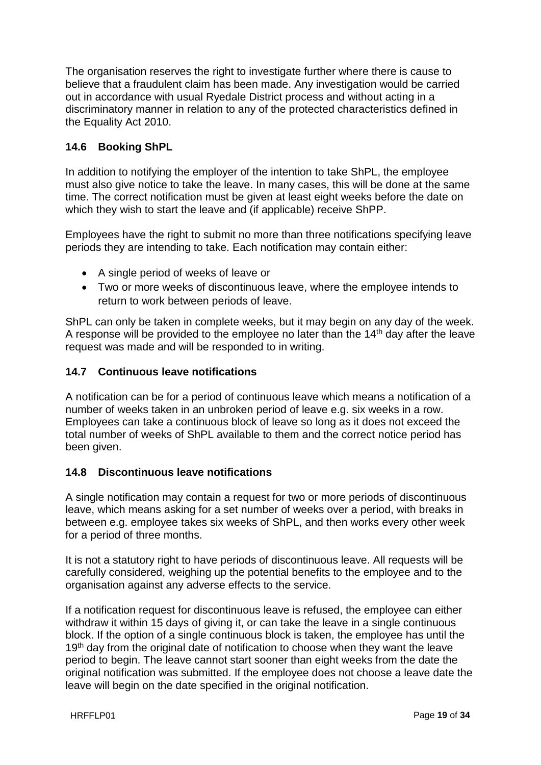The organisation reserves the right to investigate further where there is cause to believe that a fraudulent claim has been made. Any investigation would be carried out in accordance with usual Ryedale District process and without acting in a discriminatory manner in relation to any of the protected characteristics defined in the Equality Act 2010.

### 14.6 Booking ShPL

In addition to notifying the employer of the intention to take ShPL, the employee must also give notice to take the leave. In many cases, this will be done at the same time. The correct notification must be given at least eight weeks before the date on which they wish to start the leave and (if applicable) receive ShPP.

Employees have the right to submit no more than three notifications specifying leave periods they are intending to take. Each notification may contain either:

- A single period of weeks of leave or
- Two or more weeks of discontinuous leave, where the employee intends to return to work between periods of leave.

ShPL can only be taken in complete weeks, but it may begin on any day of the week. A response will be provided to the employee no later than the 14th day after the leave request was made and will be responded to in writing.

### 14.7 Continuous leave notifications

A notification can be for a period of continuous leave which means a notification of a number of weeks taken in an unbroken period of leave e.g. six weeks in a row. Employees can take a continuous block of leave so long as it does not exceed the total number of weeks of ShPL available to them and the correct notice period has been given.

### 14.8 Discontinuous leave notifications

A single notification may contain a request for two or more periods of discontinuous leave, which means asking for a set number of weeks over a period, with breaks in between e.g. employee takes six weeks of ShPL, and then works every other week for a period of three months.

It is not a statutory right to have periods of discontinuous leave. All requests will be carefully considered, weighing up the potential benefits to the employee and to the organisation against any adverse effects to the service.

If a notification request for discontinuous leave is refused, the employee can either withdraw it within 15 days of giving it, or can take the leave in a single continuous block. If the option of a single continuous block is taken, the employee has until the 19th day from the original date of notification to choose when they want the leave period to begin. The leave cannot start sooner than eight weeks from the date the original notification was submitted. If the employee does not choose a leave date the leave will begin on the date specified in the original notification.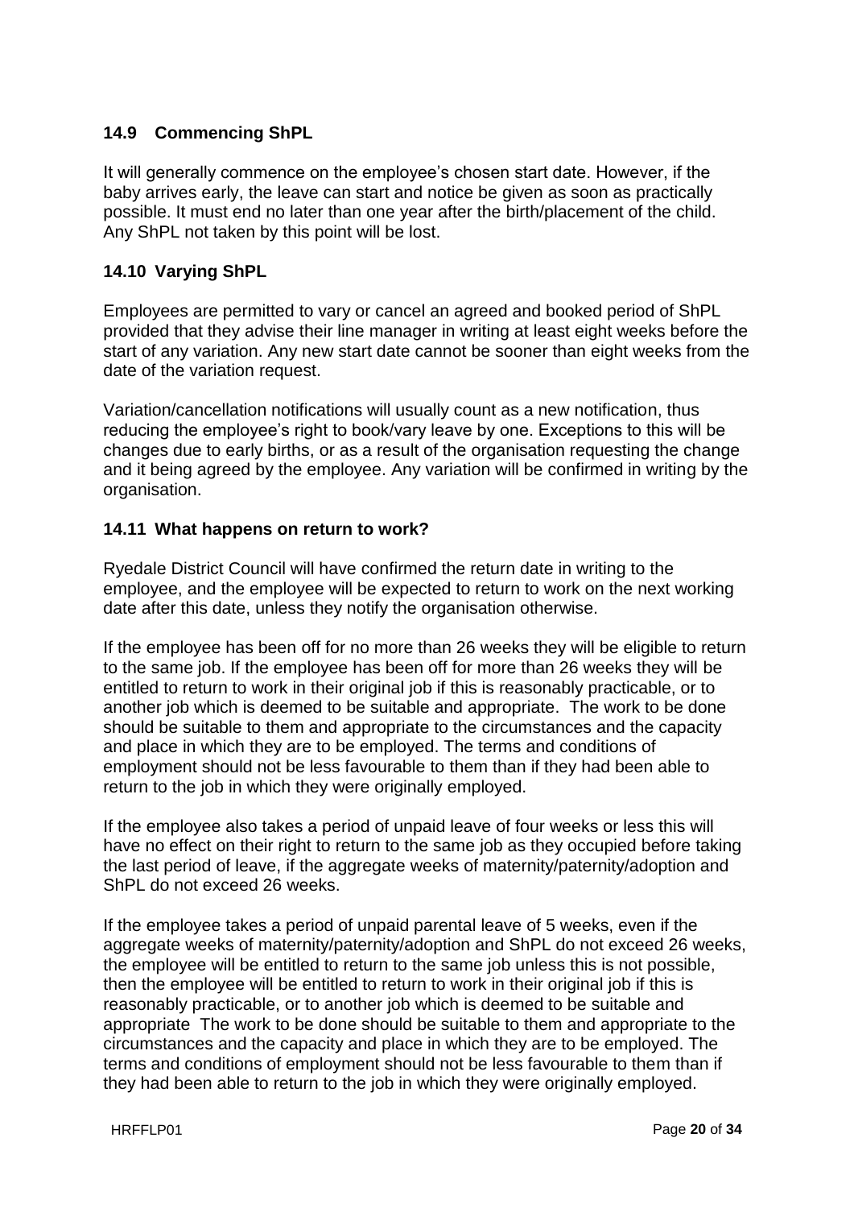### 14.9 Commencing ShPL

It will generally commence on the employee's chosen start date. However, if the baby arrives early, the leave can start and notice be given as soon as practically possible. It must end no later than one year after the birth/placement of the child. Any ShPL not taken by this point will be lost.

### 14.10 Varying ShPL

Employees are permitted to vary or cancel an agreed and booked period of ShPL provided that they advise their line manager in writing at least eight weeks before the start of any variation. Any new start date cannot be sooner than eight weeks from the date of the variation request.

Variation/cancellation notifications will usually count as a new notification, thus reducing the employee's right to book/vary leave by one. Exceptions to this will be changes due to early births, or as a result of the organisation requesting the change and it being agreed by the employee. Any variation will be confirmed in writing by the organisation.

### 14.11 What happens on return to work?

Ryedale District Council will have confirmed the return date in writing to the employee, and the employee will be expected to return to work on the next working date after this date, unless they notify the organisation otherwise.

If the employee has been off for no more than 26 weeks they will be eligible to return to the same job. If the employee has been off for more than 26 weeks they will be entitled to return to work in their original job if this is reasonably practicable, or to another job which is deemed to be suitable and appropriate. The work to be done should be suitable to them and appropriate to the circumstances and the capacity and place in which they are to be employed. The terms and conditions of employment should not be less favourable to them than if they had been able to return to the job in which they were originally employed.

If the employee also takes a period of unpaid leave of four weeks or less this will have no effect on their right to return to the same job as they occupied before taking the last period of leave, if the aggregate weeks of maternity/paternity/adoption and ShPL do not exceed 26 weeks.

If the employee takes a period of unpaid parental leave of 5 weeks, even if the aggregate weeks of maternity/paternity/adoption and ShPL do not exceed 26 weeks, the employee will be entitled to return to the same job unless this is not possible, then the employee will be entitled to return to work in their original job if this is reasonably practicable, or to another job which is deemed to be suitable and appropriate The work to be done should be suitable to them and appropriate to the circumstances and the capacity and place in which they are to be employed. The terms and conditions of employment should not be less favourable to them than if they had been able to return to the job in which they were originally employed.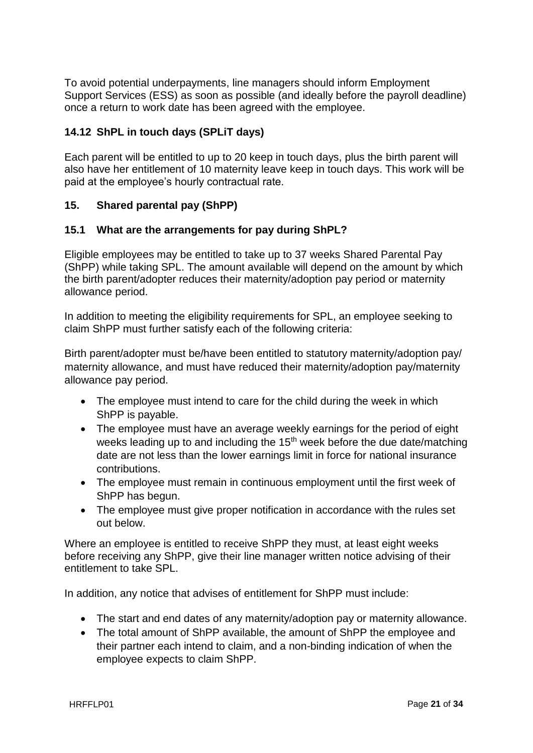To avoid potential underpayments, line managers should inform Employment Support Services (ESS) as soon as possible (and ideally before the payroll deadline) once a return to work date has been agreed with the employee.

### 14.12 ShPL in touch days (SPLiT days)

Each parent will be entitled to up to 20 keep in touch days, plus the birth parent will also have her entitlement of 10 maternity leave keep in touch days. This work will be paid at the employee's hourly contractual rate.

## 15. Shared parental pay (ShPP)

### 15.1 What are the arrangements for pay during ShPL?

Eligible employees may be entitled to take up to 37 weeks Shared Parental Pay (ShPP) while taking SPL. The amount available will depend on the amount by which the birth parent/adopter reduces their maternity/adoption pay period or maternity allowance period.

In addition to meeting the eligibility requirements for SPL, an employee seeking to claim ShPP must further satisfy each of the following criteria:

Birth parent/adopter must be/have been entitled to statutory maternity/adoption pay/ maternity allowance, and must have reduced their maternity/adoption pay/maternity allowance pay period.

- The employee must intend to care for the child during the week in which ShPP is payable.
- The employee must have an average weekly earnings for the period of eight weeks leading up to and including the 15th week before the due date/matching date are not less than the lower earnings limit in force for national insurance contributions.
- The employee must remain in continuous employment until the first week of ShPP has begun.
- The employee must give proper notification in accordance with the rules set out below.

Where an employee is entitled to receive ShPP they must, at least eight weeks before receiving any ShPP, give their line manager written notice advising of their entitlement to take SPL.

In addition, any notice that advises of entitlement for ShPP must include:

- The start and end dates of any maternity/adoption pay or maternity allowance.
- The total amount of ShPP available, the amount of ShPP the employee and their partner each intend to claim, and a non-binding indication of when the employee expects to claim ShPP.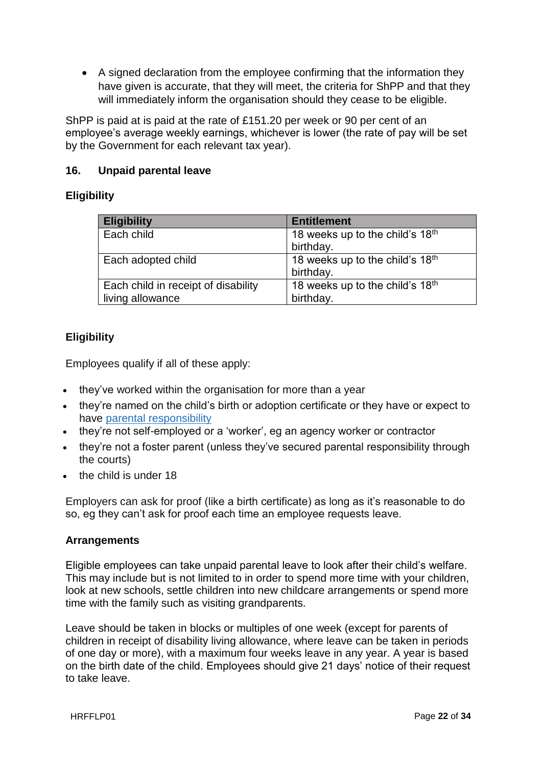- A signed declaration from the employee confirming that the information they have given is accurate, that they will meet, the criteria for ShPP and that they will immediately inform the organisation should they cease to be eligible.

ShPP is paid at is paid at the rate of £151.20 per week or 90 per cent of an employee's average weekly earnings, whichever is lower (the rate of pay will be set by the Government for each relevant tax year).

## 16. Unpaid parental leave

### Eligibility

| Eligibility | Entitlement |
|---|---|
| Each child | 18 weeks up to the child's 18th birthday. |
| Each adopted child | 18 weeks up to the child's 18th birthday. |
| Each child in receipt of disability living allowance | 18 weeks up to the child's 18th birthday. |

### Eligibility

Employees qualify if all of these apply:

- they've worked within the organisation for more than a year
- they're named on the child's birth or adoption certificate or they have or expect to have parental responsibility
- they're not self-employed or a 'worker', eg an agency worker or contractor
- they're not a foster parent (unless they've secured parental responsibility through the courts)
- the child is under 18

Employers can ask for proof (like a birth certificate) as long as it's reasonable to do so, eg they can't ask for proof each time an employee requests leave.

### Arrangements

Eligible employees can take unpaid parental leave to look after their child's welfare. This may include but is not limited to in order to spend more time with your children, look at new schools, settle children into new childcare arrangements or spend more time with the family such as visiting grandparents.

Leave should be taken in blocks or multiples of one week (except for parents of children in receipt of disability living allowance, where leave can be taken in periods of one day or more), with a maximum four weeks leave in any year. A year is based on the birth date of the child. Employees should give 21 days' notice of their request to take leave.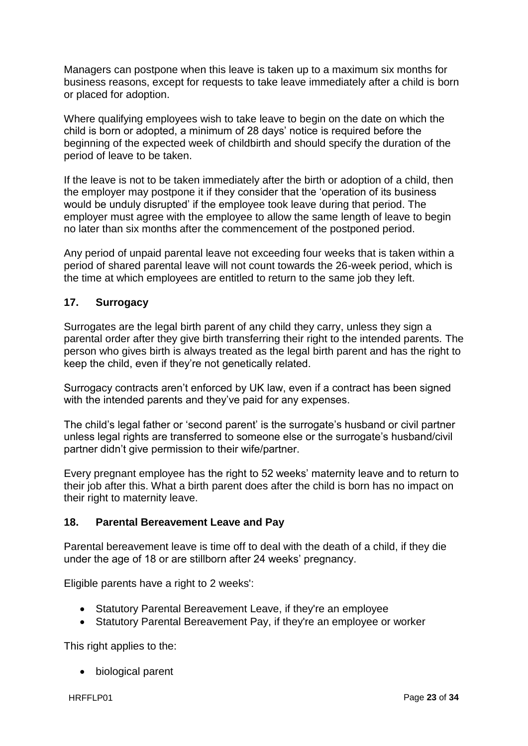Managers can postpone when this leave is taken up to a maximum six months for business reasons, except for requests to take leave immediately after a child is born or placed for adoption.

Where qualifying employees wish to take leave to begin on the date on which the child is born or adopted, a minimum of 28 days' notice is required before the beginning of the expected week of childbirth and should specify the duration of the period of leave to be taken.

If the leave is not to be taken immediately after the birth or adoption of a child, then the employer may postpone it if they consider that the 'operation of its business would be unduly disrupted' if the employee took leave during that period. The employer must agree with the employee to allow the same length of leave to begin no later than six months after the commencement of the postponed period.

Any period of unpaid parental leave not exceeding four weeks that is taken within a period of shared parental leave will not count towards the 26-week period, which is the time at which employees are entitled to return to the same job they left.

## 17. Surrogacy

Surrogates are the legal birth parent of any child they carry, unless they sign a parental order after they give birth transferring their right to the intended parents. The person who gives birth is always treated as the legal birth parent and has the right to keep the child, even if they're not genetically related.

Surrogacy contracts aren't enforced by UK law, even if a contract has been signed with the intended parents and they've paid for any expenses.

The child's legal father or 'second parent' is the surrogate's husband or civil partner unless legal rights are transferred to someone else or the surrogate's husband/civil partner didn't give permission to their wife/partner.

Every pregnant employee has the right to 52 weeks' maternity leave and to return to their job after this. What a birth parent does after the child is born has no impact on their right to maternity leave.

## 18. Parental Bereavement Leave and Pay

Parental bereavement leave is time off to deal with the death of a child, if they die under the age of 18 or are stillborn after 24 weeks' pregnancy.

Eligible parents have a right to 2 weeks':

- Statutory Parental Bereavement Leave, if they're an employee
- Statutory Parental Bereavement Pay, if they're an employee or worker

This right applies to the:

- biological parent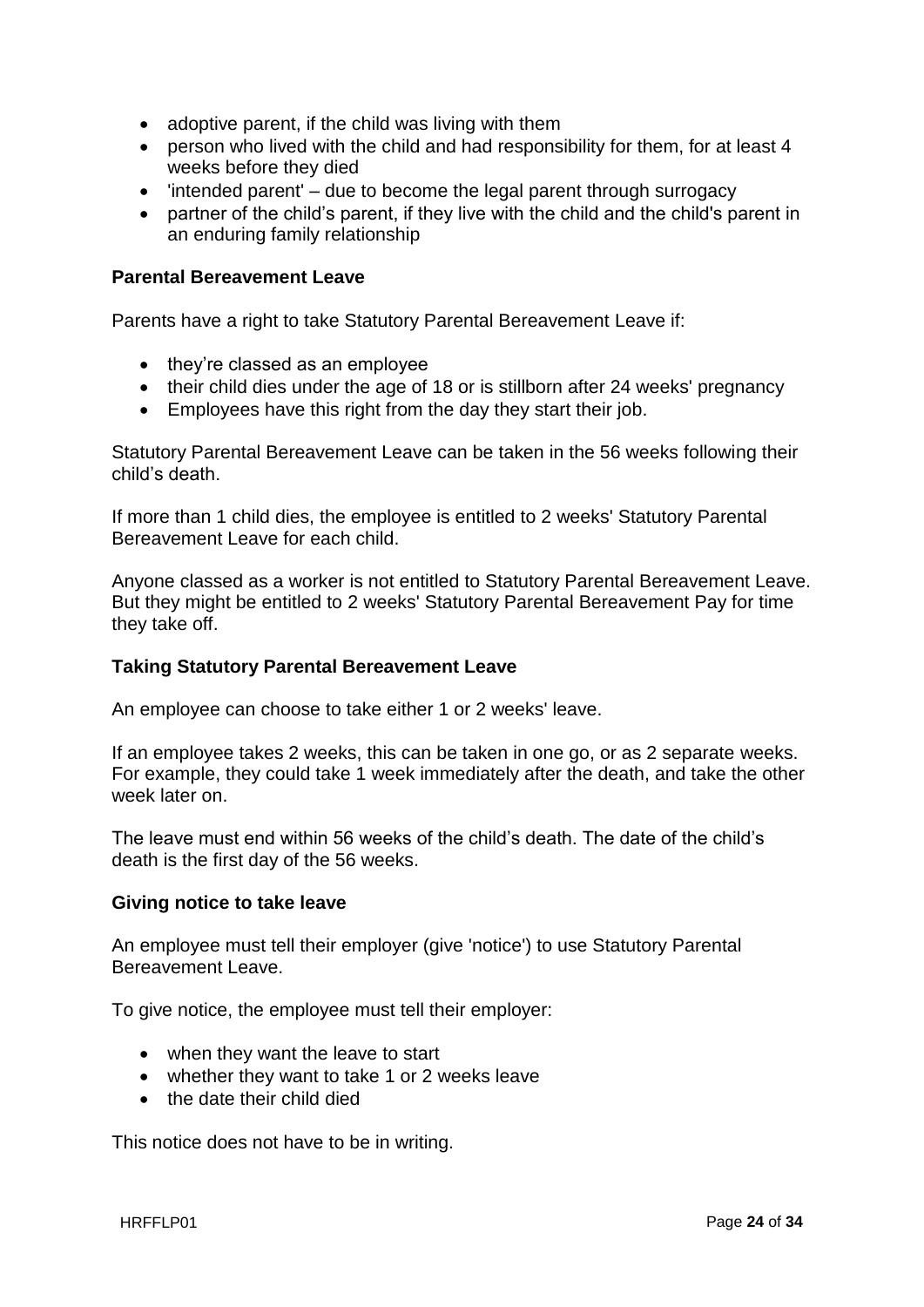- adoptive parent, if the child was living with them
- person who lived with the child and had responsibility for them, for at least 4 weeks before they died
- 'intended parent' – due to become the legal parent through surrogacy
- partner of the child's parent, if they live with the child and the child's parent in an enduring family relationship

**Parental Bereavement Leave**

Parents have a right to take Statutory Parental Bereavement Leave if:

- they're classed as an employee
- their child dies under the age of 18 or is stillborn after 24 weeks' pregnancy
- Employees have this right from the day they start their job.

Statutory Parental Bereavement Leave can be taken in the 56 weeks following their child's death.

If more than 1 child dies, the employee is entitled to 2 weeks' Statutory Parental Bereavement Leave for each child.

Anyone classed as a worker is not entitled to Statutory Parental Bereavement Leave. But they might be entitled to 2 weeks' Statutory Parental Bereavement Pay for time they take off.

**Taking Statutory Parental Bereavement Leave**

An employee can choose to take either 1 or 2 weeks' leave.

If an employee takes 2 weeks, this can be taken in one go, or as 2 separate weeks. For example, they could take 1 week immediately after the death, and take the other week later on.

The leave must end within 56 weeks of the child's death. The date of the child's death is the first day of the 56 weeks.

**Giving notice to take leave**

An employee must tell their employer (give 'notice') to use Statutory Parental Bereavement Leave.

To give notice, the employee must tell their employer:

- when they want the leave to start
- whether they want to take 1 or 2 weeks leave
- the date their child died

This notice does not have to be in writing.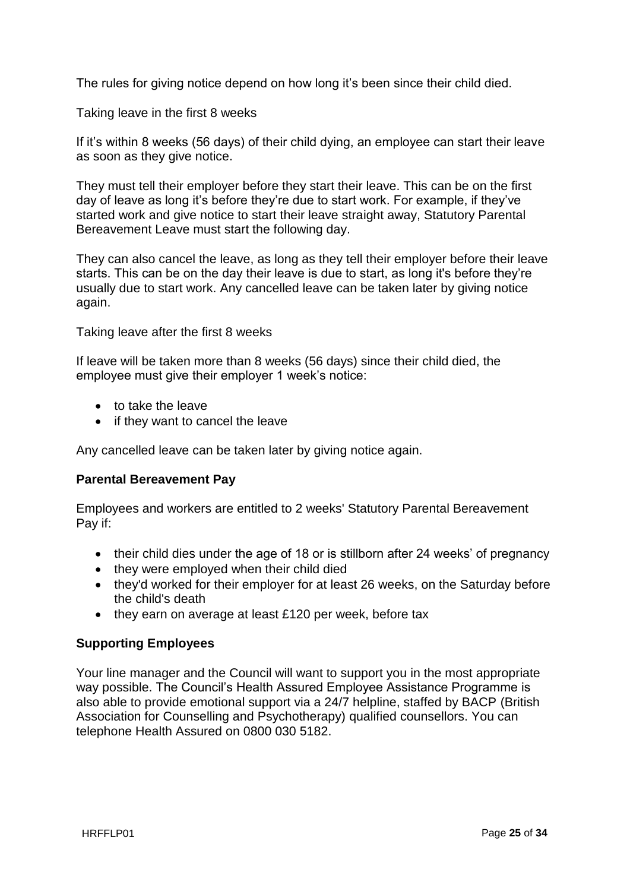The rules for giving notice depend on how long it’s been since their child died.

Taking leave in the first 8 weeks

If it’s within 8 weeks (56 days) of their child dying, an employee can start their leave as soon as they give notice.

They must tell their employer before they start their leave. This can be on the first day of leave as long it’s before they’re due to start work. For example, if they’ve started work and give notice to start their leave straight away, Statutory Parental Bereavement Leave must start the following day.

They can also cancel the leave, as long as they tell their employer before their leave starts. This can be on the day their leave is due to start, as long it's before they’re usually due to start work. Any cancelled leave can be taken later by giving notice again.

Taking leave after the first 8 weeks

If leave will be taken more than 8 weeks (56 days) since their child died, the employee must give their employer 1 week’s notice:

- to take the leave
- if they want to cancel the leave

Any cancelled leave can be taken later by giving notice again.

**Parental Bereavement Pay**

Employees and workers are entitled to 2 weeks' Statutory Parental Bereavement Pay if:

- their child dies under the age of 18 or is stillborn after 24 weeks’ of pregnancy
- they were employed when their child died
- they'd worked for their employer for at least 26 weeks, on the Saturday before the child's death
- they earn on average at least £120 per week, before tax

**Supporting Employees**

Your line manager and the Council will want to support you in the most appropriate way possible. The Council’s Health Assured Employee Assistance Programme is also able to provide emotional support via a 24/7 helpline, staffed by BACP (British Association for Counselling and Psychotherapy) qualified counsellors. You can telephone Health Assured on 0800 030 5182.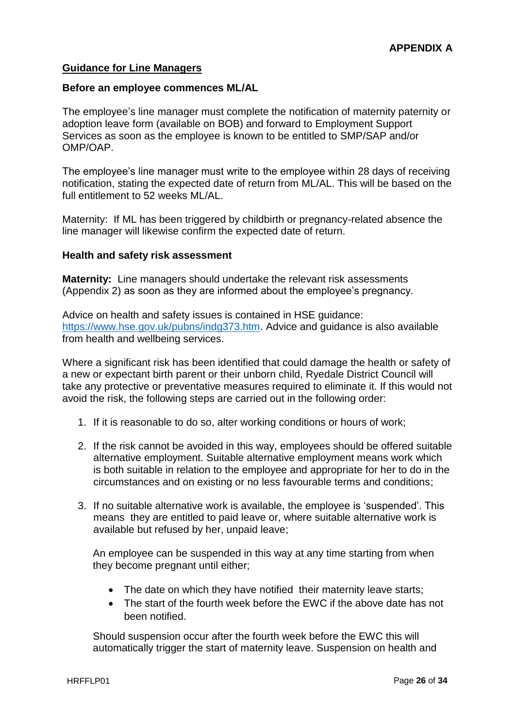**APPENDIX A**

**Guidance for Line Managers**

**Before an employee commences ML/AL**

The employee's line manager must complete the notification of maternity paternity or adoption leave form (available on BOB) and forward to Employment Support Services as soon as the employee is known to be entitled to SMP/SAP and/or OMP/OAP.

The employee's line manager must write to the employee within 28 days of receiving notification, stating the expected date of return from ML/AL. This will be based on the full entitlement to 52 weeks ML/AL.

Maternity: If ML has been triggered by childbirth or pregnancy-related absence the line manager will likewise confirm the expected date of return.

**Health and safety risk assessment**

**Maternity:** Line managers should undertake the relevant risk assessments (Appendix 2) as soon as they are informed about the employee's pregnancy.

Advice on health and safety issues is contained in HSE guidance: https://www.hse.gov.uk/pubns/indg373.htm. Advice and guidance is also available from health and wellbeing services.

Where a significant risk has been identified that could damage the health or safety of a new or expectant birth parent or their unborn child, Ryedale District Council will take any protective or preventative measures required to eliminate it. If this would not avoid the risk, the following steps are carried out in the following order:

1. If it is reasonable to do so, alter working conditions or hours of work;

2. If the risk cannot be avoided in this way, employees should be offered suitable alternative employment. Suitable alternative employment means work which is both suitable in relation to the employee and appropriate for her to do in the circumstances and on existing or no less favourable terms and conditions;

3. If no suitable alternative work is available, the employee is 'suspended'. This means they are entitled to paid leave or, where suitable alternative work is available but refused by her, unpaid leave;

   An employee can be suspended in this way at any time starting from when they become pregnant until either;

   - The date on which they have notified their maternity leave starts;
   - The start of the fourth week before the EWC if the above date has not been notified.

   Should suspension occur after the fourth week before the EWC this will automatically trigger the start of maternity leave. Suspension on health and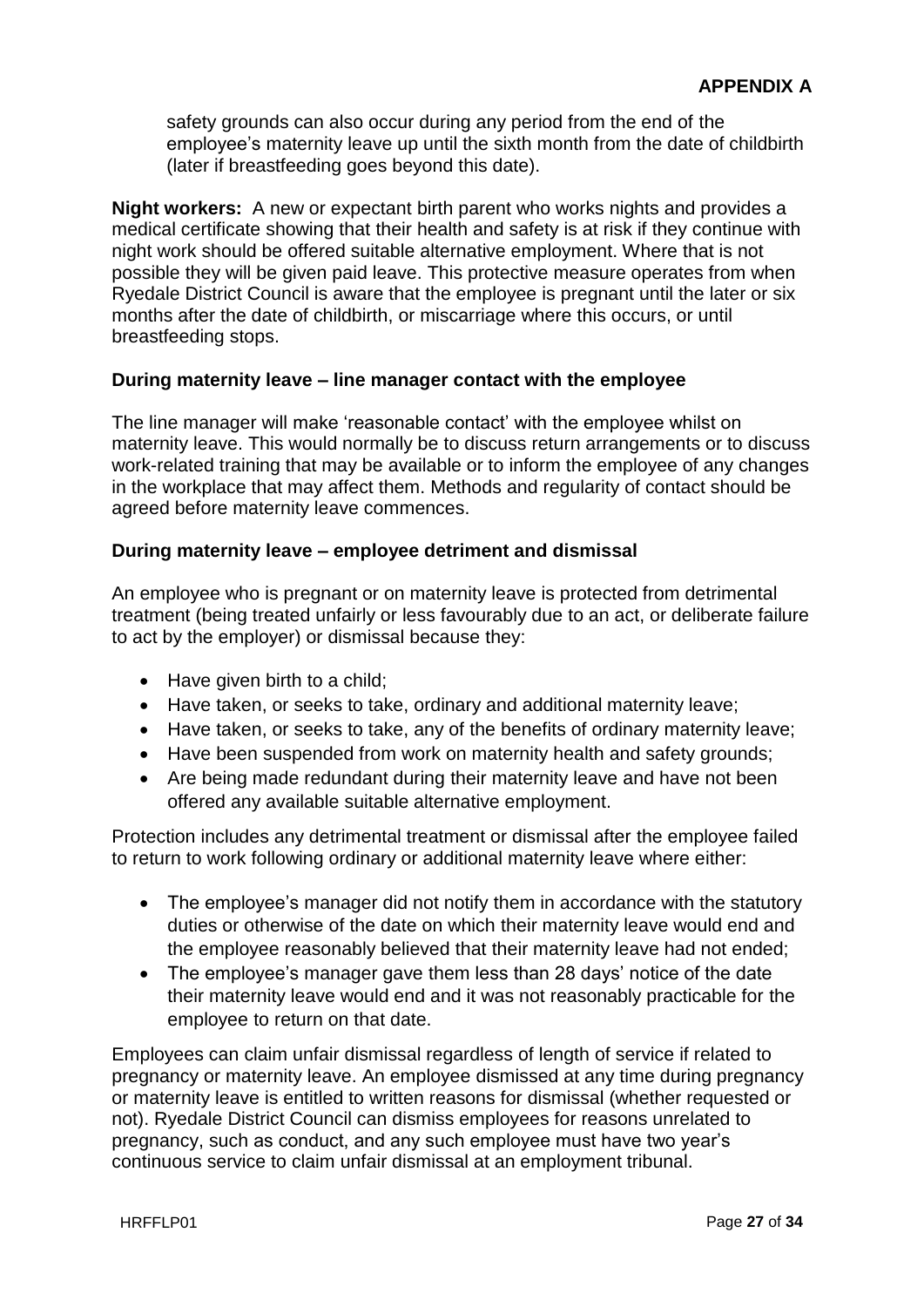safety grounds can also occur during any period from the end of the employee's maternity leave up until the sixth month from the date of childbirth (later if breastfeeding goes beyond this date).

**Night workers:** A new or expectant birth parent who works nights and provides a medical certificate showing that their health and safety is at risk if they continue with night work should be offered suitable alternative employment. Where that is not possible they will be given paid leave. This protective measure operates from when Ryedale District Council is aware that the employee is pregnant until the later or six months after the date of childbirth, or miscarriage where this occurs, or until breastfeeding stops.

**During maternity leave – line manager contact with the employee**

The line manager will make 'reasonable contact' with the employee whilst on maternity leave. This would normally be to discuss return arrangements or to discuss work-related training that may be available or to inform the employee of any changes in the workplace that may affect them. Methods and regularity of contact should be agreed before maternity leave commences.

**During maternity leave – employee detriment and dismissal**

An employee who is pregnant or on maternity leave is protected from detrimental treatment (being treated unfairly or less favourably due to an act, or deliberate failure to act by the employer) or dismissal because they:

- Have given birth to a child;
- Have taken, or seeks to take, ordinary and additional maternity leave;
- Have taken, or seeks to take, any of the benefits of ordinary maternity leave;
- Have been suspended from work on maternity health and safety grounds;
- Are being made redundant during their maternity leave and have not been offered any available suitable alternative employment.

Protection includes any detrimental treatment or dismissal after the employee failed to return to work following ordinary or additional maternity leave where either:

- The employee's manager did not notify them in accordance with the statutory duties or otherwise of the date on which their maternity leave would end and the employee reasonably believed that their maternity leave had not ended;
- The employee's manager gave them less than 28 days' notice of the date their maternity leave would end and it was not reasonably practicable for the employee to return on that date.

Employees can claim unfair dismissal regardless of length of service if related to pregnancy or maternity leave. An employee dismissed at any time during pregnancy or maternity leave is entitled to written reasons for dismissal (whether requested or not). Ryedale District Council can dismiss employees for reasons unrelated to pregnancy, such as conduct, and any such employee must have two year's continuous service to claim unfair dismissal at an employment tribunal.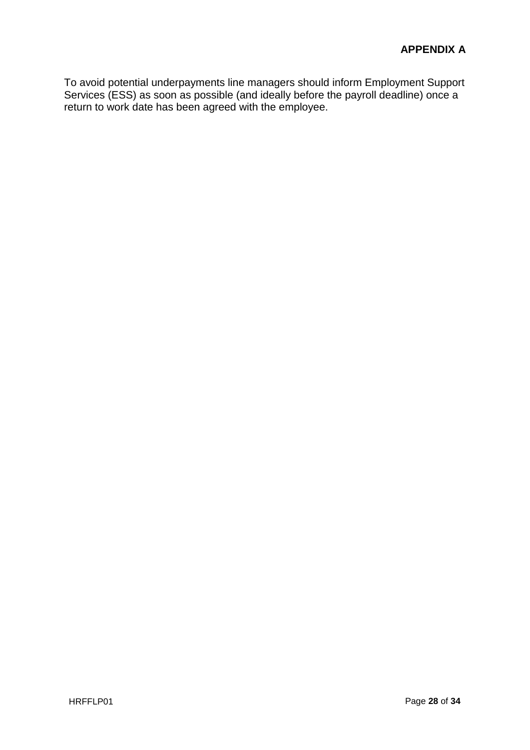**APPENDIX A**

To avoid potential underpayments line managers should inform Employment Support Services (ESS) as soon as possible (and ideally before the payroll deadline) once a return to work date has been agreed with the employee.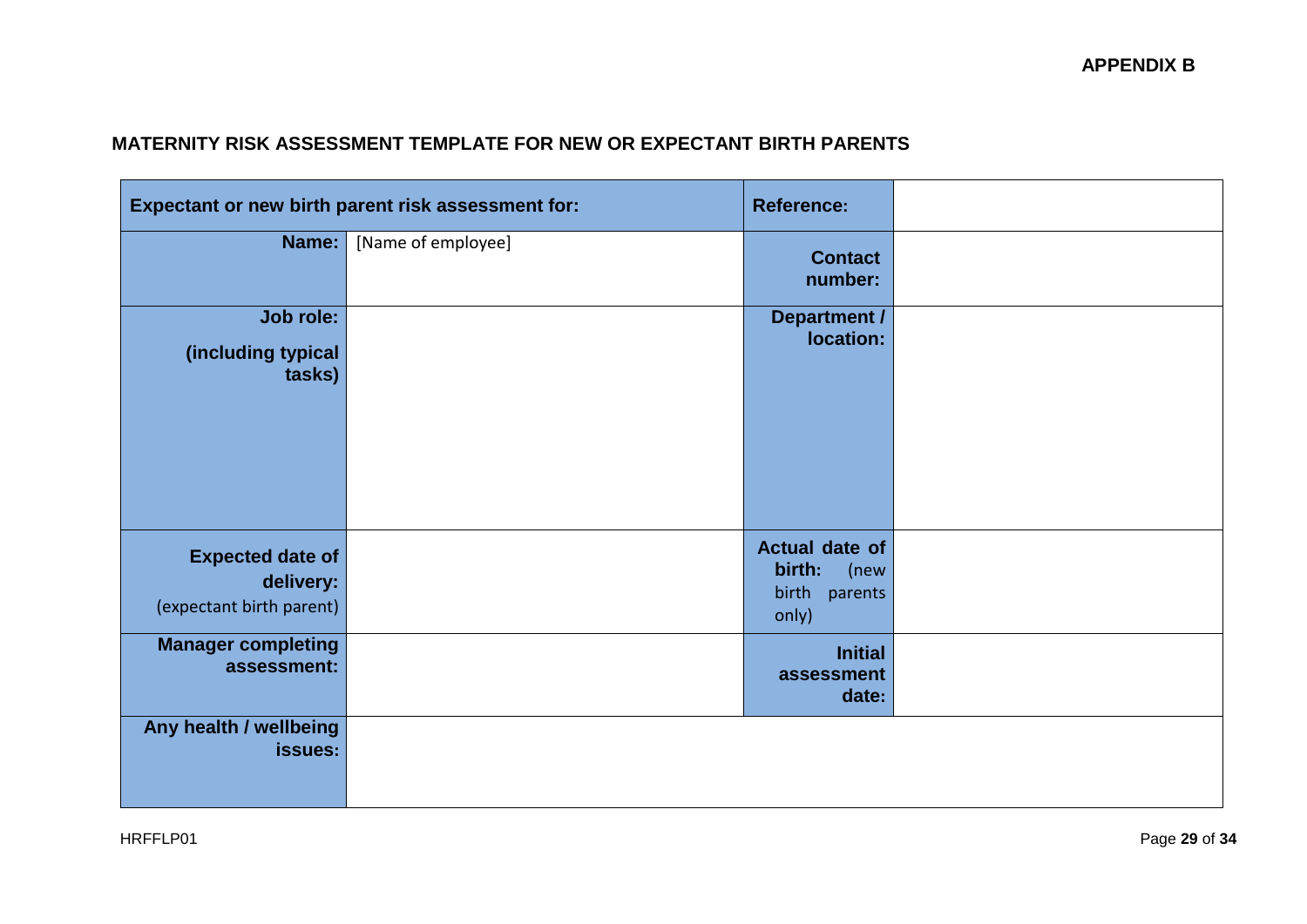**APPENDIX B**

## MATERNITY RISK ASSESSMENT TEMPLATE FOR NEW OR EXPECTANT BIRTH PARENTS

| **Expectant or new birth parent risk assessment for:** | | **Reference:** | |
|---|---|---|---|
| **Name:** | [Name of employee] | **Contact number:** | |
| **Job role:** **(including typical tasks)** | | **Department / location:** | |
| **Expected date of delivery:** (expectant birth parent) | | **Actual date of birth:** (new birth parents only) | |
| **Manager completing assessment:** | | **Initial assessment date:** | |
| **Any health / wellbeing issues:** | | | |

HRFFLP01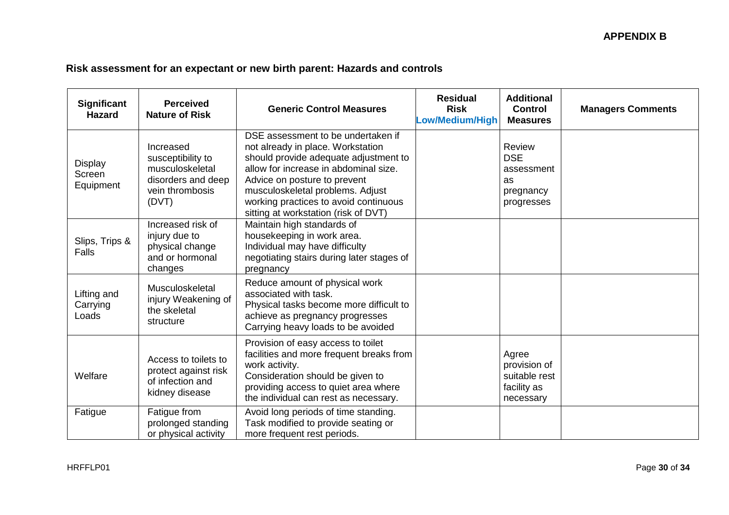**APPENDIX B**

## Risk assessment for an expectant or new birth parent: Hazards and controls

| Significant Hazard | Perceived Nature of Risk | Generic Control Measures | Residual Risk Low/Medium/High | Additional Control Measures | Managers Comments |
|---|---|---|---|---|---|
| Display Screen Equipment | Increased susceptibility to musculoskeletal disorders and deep vein thrombosis (DVT) | DSE assessment to be undertaken if not already in place. Workstation should provide adequate adjustment to allow for increase in abdominal size. Advice on posture to prevent musculoskeletal problems. Adjust working practices to avoid continuous sitting at workstation (risk of DVT) | | Review DSE assessment as pregnancy progresses | |
| Slips, Trips & Falls | Increased risk of injury due to physical change and or hormonal changes | Maintain high standards of housekeeping in work area. Individual may have difficulty negotiating stairs during later stages of pregnancy | | | |
| Lifting and Carrying Loads | Musculoskeletal injury Weakening of the skeletal structure | Reduce amount of physical work associated with task. Physical tasks become more difficult to achieve as pregnancy progresses Carrying heavy loads to be avoided | | | |
| Welfare | Access to toilets to protect against risk of infection and kidney disease | Provision of easy access to toilet facilities and more frequent breaks from work activity. Consideration should be given to providing access to quiet area where the individual can rest as necessary. | | Agree provision of suitable rest facility as necessary | |
| Fatigue | Fatigue from prolonged standing or physical activity | Avoid long periods of time standing. Task modified to provide seating or more frequent rest periods. | | | |

HRFFLP01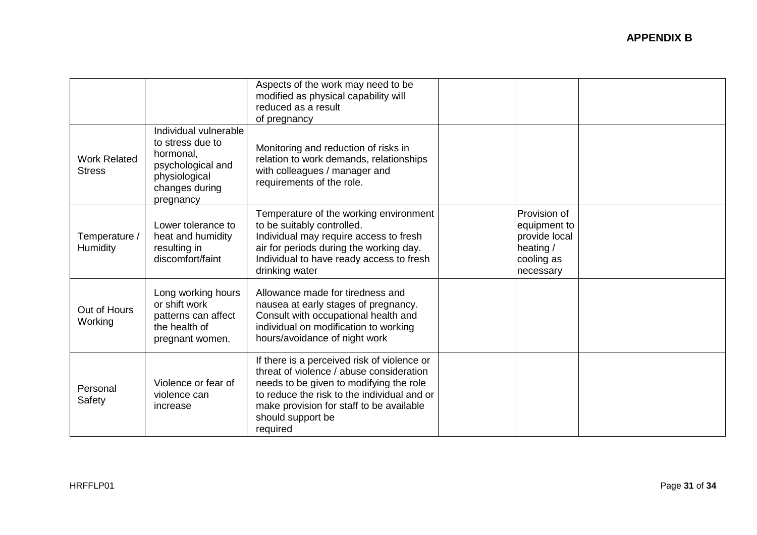## APPENDIX B

| | | | | | |
|---|---|---|---|---|---|
| | | Aspects of the work may need to be modified as physical capability will reduced as a result of pregnancy | | | |
| Work Related Stress | Individual vulnerable to stress due to hormonal, psychological and physiological changes during pregnancy | Monitoring and reduction of risks in relation to work demands, relationships with colleagues / manager and requirements of the role. | | | |
| Temperature / Humidity | Lower tolerance to heat and humidity resulting in discomfort/faint | Temperature of the working environment to be suitably controlled.<br>Individual may require access to fresh air for periods during the working day.<br>Individual to have ready access to fresh drinking water | | Provision of equipment to provide local heating / cooling as necessary | |
| Out of Hours Working | Long working hours or shift work patterns can affect the health of pregnant women. | Allowance made for tiredness and nausea at early stages of pregnancy. Consult with occupational health and individual on modification to working hours/avoidance of night work | | | |
| Personal Safety | Violence or fear of violence can increase | If there is a perceived risk of violence or threat of violence / abuse consideration needs to be given to modifying the role to reduce the risk to the individual and or make provision for staff to be available should support be required | | | |

HRFFLP01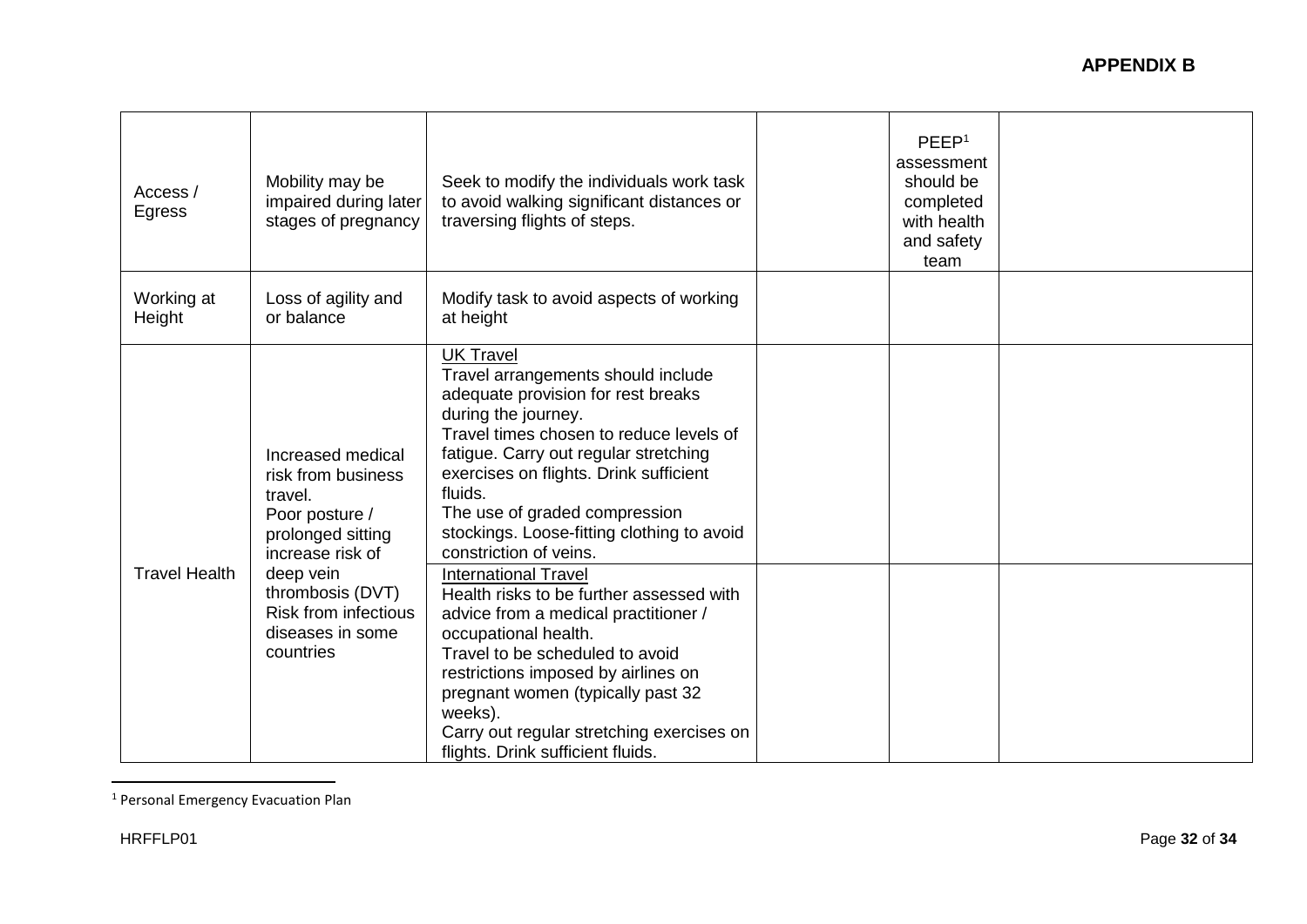## APPENDIX B

| | | | | | |
|---|---|---|---|---|---|
| Access / Egress | Mobility may be impaired during later stages of pregnancy | Seek to modify the individuals work task to avoid walking significant distances or traversing flights of steps. | | PEEP[1] assessment should be completed with health and safety team | |
| Working at Height | Loss of agility and or balance | Modify task to avoid aspects of working at height | | | |
| Travel Health | Increased medical risk from business travel. Poor posture / prolonged sitting increase risk of deep vein thrombosis (DVT) Risk from infectious diseases in some countries | UK Travel<br>Travel arrangements should include adequate provision for rest breaks during the journey.<br>Travel times chosen to reduce levels of fatigue. Carry out regular stretching exercises on flights. Drink sufficient fluids.<br>The use of graded compression stockings. Loose-fitting clothing to avoid constriction of veins. | | | |
| | | International Travel<br>Health risks to be further assessed with advice from a medical practitioner / occupational health.<br>Travel to be scheduled to avoid restrictions imposed by airlines on pregnant women (typically past 32 weeks).<br>Carry out regular stretching exercises on flights. Drink sufficient fluids. | | | |

[1] Personal Emergency Evacuation Plan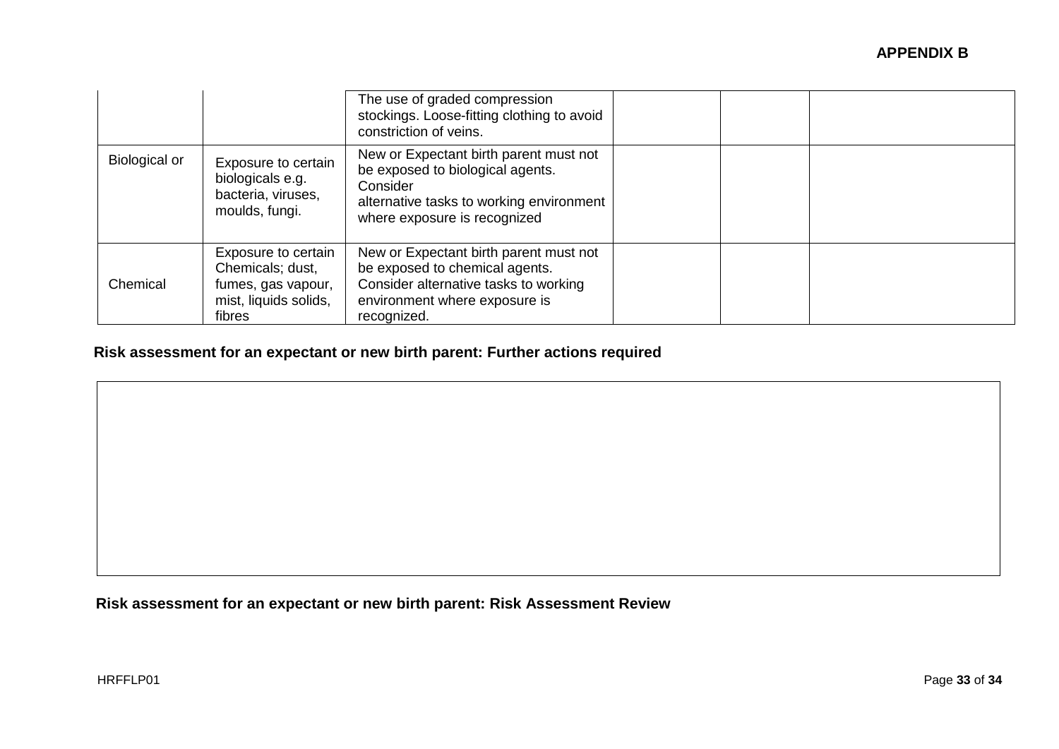**APPENDIX B**

| | | | | | |
|---|---|---|---|---|---|
| | | The use of graded compression stockings. Loose-fitting clothing to avoid constriction of veins. | | | |
| Biological or | Exposure to certain biologicals e.g. bacteria, viruses, moulds, fungi. | New or Expectant birth parent must not be exposed to biological agents. Consider alternative tasks to working environment where exposure is recognized | | | |
| Chemical | Exposure to certain Chemicals; dust, fumes, gas vapour, mist, liquids solids, fibres | New or Expectant birth parent must not be exposed to chemical agents. Consider alternative tasks to working environment where exposure is recognized. | | | |

**Risk assessment for an expectant or new birth parent: Further actions required**

| |
|---|
| |

**Risk assessment for an expectant or new birth parent: Risk Assessment Review**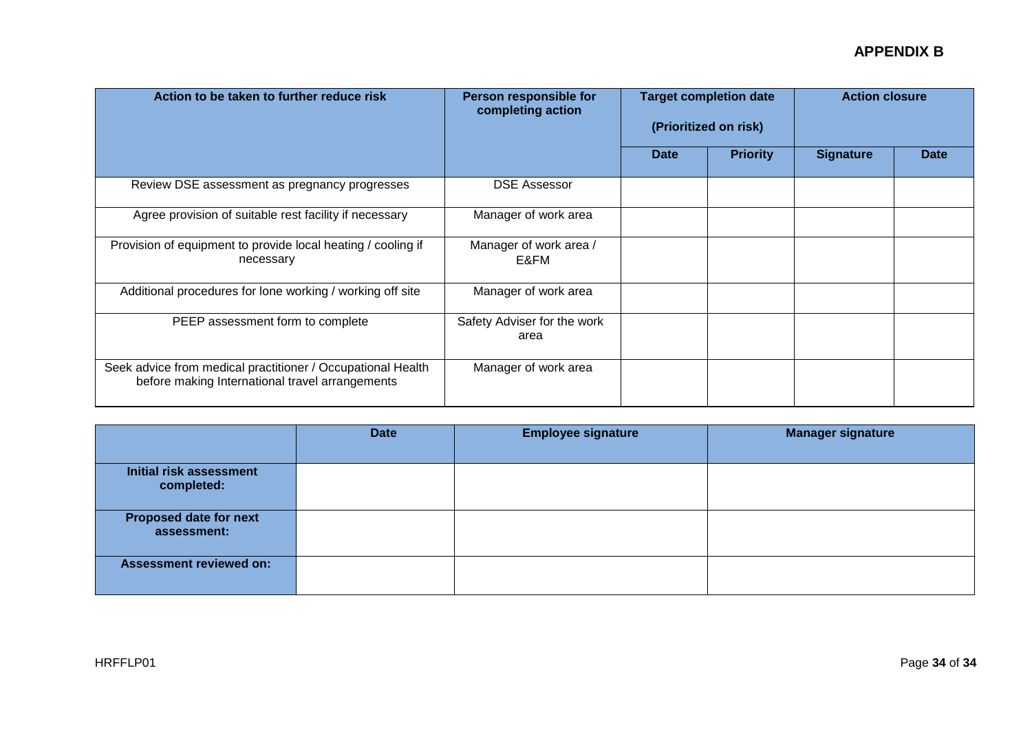# APPENDIX B

| Action to be taken to further reduce risk | Person responsible for completing action | Target completion date (Prioritized on risk) | | Action closure | |
|---|---|---|---|---|---|
| | | **Date** | **Priority** | **Signature** | **Date** |
| Review DSE assessment as pregnancy progresses | DSE Assessor | | | | |
| Agree provision of suitable rest facility if necessary | Manager of work area | | | | |
| Provision of equipment to provide local heating / cooling if necessary | Manager of work area / E&FM | | | | |
| Additional procedures for lone working / working off site | Manager of work area | | | | |
| PEEP assessment form to complete | Safety Adviser for the work area | | | | |
| Seek advice from medical practitioner / Occupational Health before making International travel arrangements | Manager of work area | | | | |

| | Date | Employee signature | Manager signature |
|---|---|---|---|
| **Initial risk assessment completed:** | | | |
| **Proposed date for next assessment:** | | | |
| **Assessment reviewed on:** | | | |

HRFFLP01